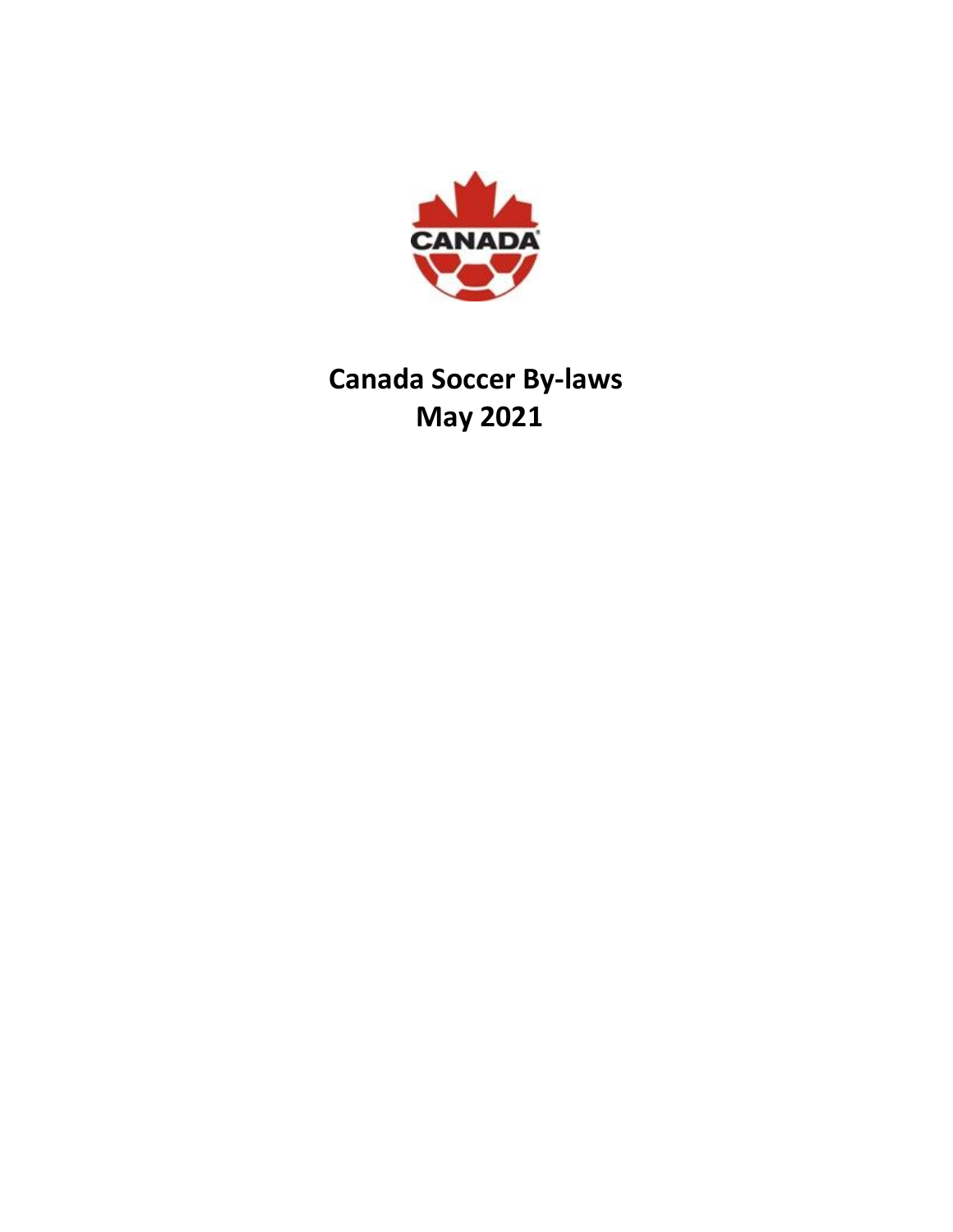# Canada Soccer By-laws
# May 2021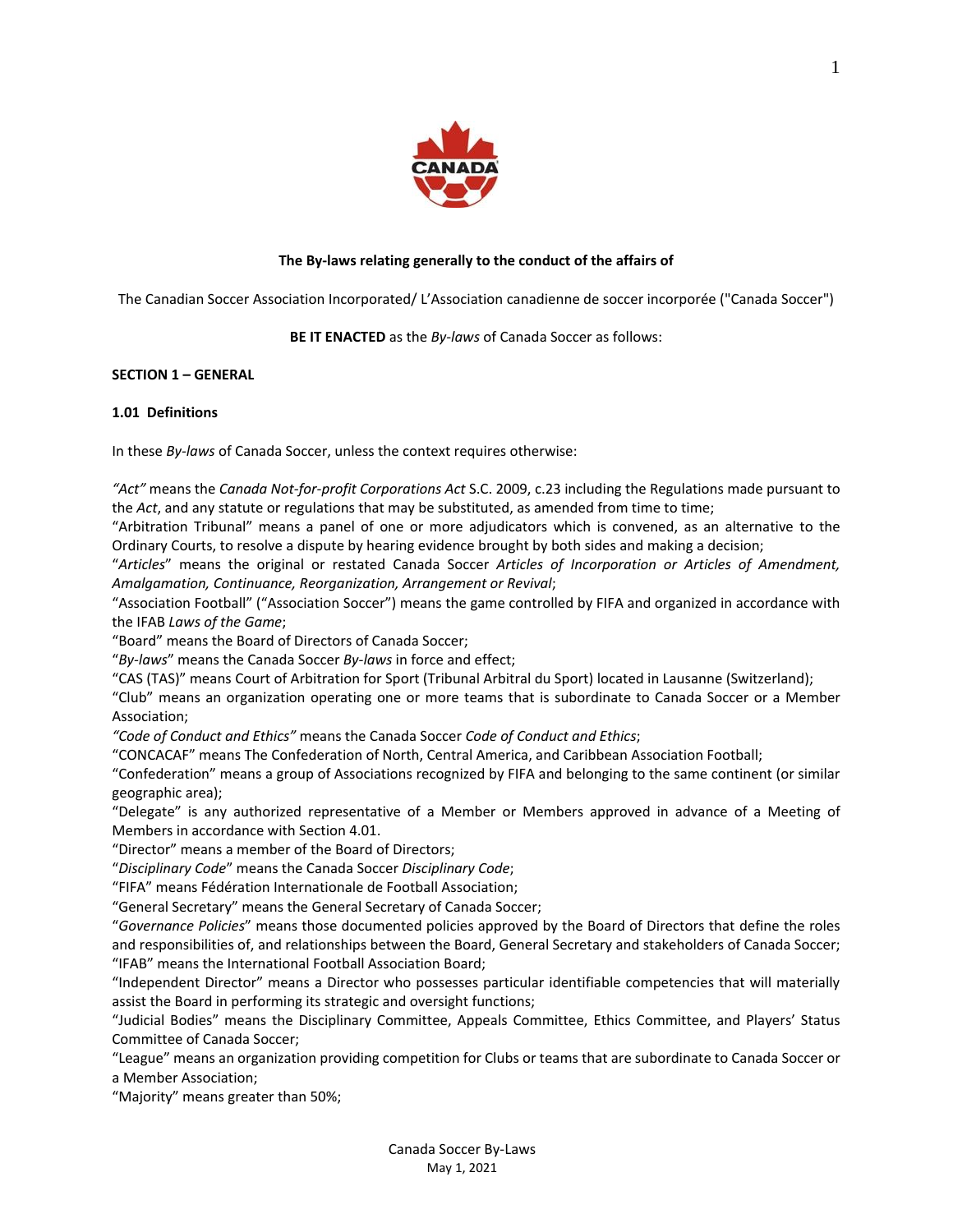**The By-laws relating generally to the conduct of the affairs of**

The Canadian Soccer Association Incorporated/ L'Association canadienne de soccer incorporée ("Canada Soccer")

**BE IT ENACTED** as the *By-laws* of Canada Soccer as follows:

## SECTION 1 – GENERAL

### 1.01 Definitions

In these *By-laws* of Canada Soccer, unless the context requires otherwise:

*"Act"* means the *Canada Not-for-profit Corporations Act* S.C. 2009, c.23 including the Regulations made pursuant to the *Act*, and any statute or regulations that may be substituted, as amended from time to time;
"Arbitration Tribunal" means a panel of one or more adjudicators which is convened, as an alternative to the Ordinary Courts, to resolve a dispute by hearing evidence brought by both sides and making a decision;
"*Articles*" means the original or restated Canada Soccer *Articles of Incorporation or Articles of Amendment, Amalgamation, Continuance, Reorganization, Arrangement or Revival*;
"Association Football" ("Association Soccer") means the game controlled by FIFA and organized in accordance with the IFAB *Laws of the Game*;
"Board" means the Board of Directors of Canada Soccer;
"*By-laws*" means the Canada Soccer *By-laws* in force and effect;
"CAS (TAS)" means Court of Arbitration for Sport (Tribunal Arbitral du Sport) located in Lausanne (Switzerland);
"Club" means an organization operating one or more teams that is subordinate to Canada Soccer or a Member Association;
*"Code of Conduct and Ethics"* means the Canada Soccer *Code of Conduct and Ethics*;
"CONCACAF" means The Confederation of North, Central America, and Caribbean Association Football;
"Confederation" means a group of Associations recognized by FIFA and belonging to the same continent (or similar geographic area);
"Delegate" is any authorized representative of a Member or Members approved in advance of a Meeting of Members in accordance with Section 4.01.
"Director" means a member of the Board of Directors;
"*Disciplinary Code*" means the Canada Soccer *Disciplinary Code*;
"FIFA" means Fédération Internationale de Football Association;
"General Secretary" means the General Secretary of Canada Soccer;
"*Governance Policies*" means those documented policies approved by the Board of Directors that define the roles and responsibilities of, and relationships between the Board, General Secretary and stakeholders of Canada Soccer;
"IFAB" means the International Football Association Board;
"Independent Director" means a Director who possesses particular identifiable competencies that will materially assist the Board in performing its strategic and oversight functions;
"Judicial Bodies" means the Disciplinary Committee, Appeals Committee, Ethics Committee, and Players' Status Committee of Canada Soccer;
"League" means an organization providing competition for Clubs or teams that are subordinate to Canada Soccer or a Member Association;
"Majority" means greater than 50%;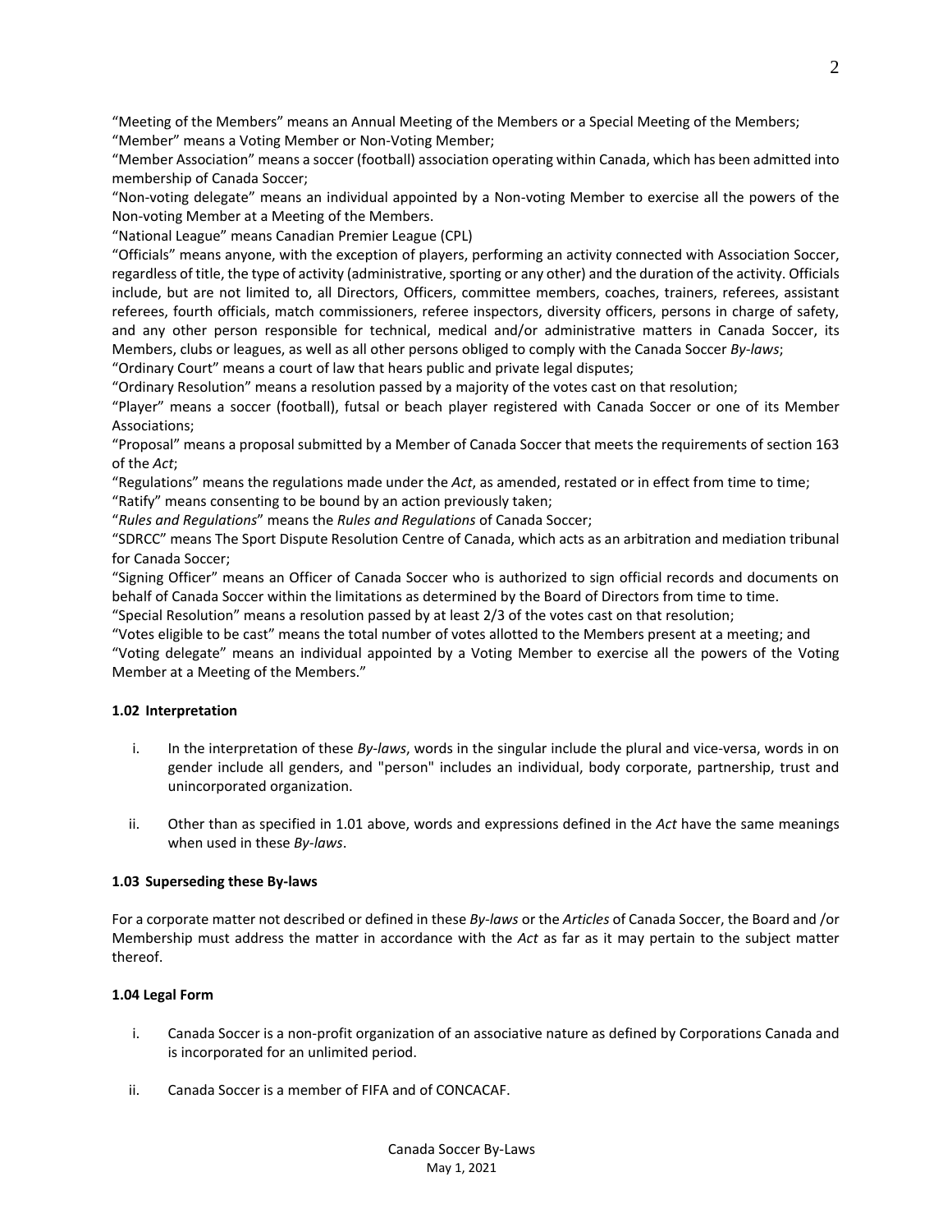"Meeting of the Members" means an Annual Meeting of the Members or a Special Meeting of the Members;
"Member" means a Voting Member or Non-Voting Member;
"Member Association" means a soccer (football) association operating within Canada, which has been admitted into membership of Canada Soccer;
"Non-voting delegate" means an individual appointed by a Non-voting Member to exercise all the powers of the Non-voting Member at a Meeting of the Members.
"National League" means Canadian Premier League (CPL)
"Officials" means anyone, with the exception of players, performing an activity connected with Association Soccer, regardless of title, the type of activity (administrative, sporting or any other) and the duration of the activity. Officials include, but are not limited to, all Directors, Officers, committee members, coaches, trainers, referees, assistant referees, fourth officials, match commissioners, referee inspectors, diversity officers, persons in charge of safety, and any other person responsible for technical, medical and/or administrative matters in Canada Soccer, its Members, clubs or leagues, as well as all other persons obliged to comply with the Canada Soccer *By-laws*;
"Ordinary Court" means a court of law that hears public and private legal disputes;
"Ordinary Resolution" means a resolution passed by a majority of the votes cast on that resolution;
"Player" means a soccer (football), futsal or beach player registered with Canada Soccer or one of its Member Associations;
"Proposal" means a proposal submitted by a Member of Canada Soccer that meets the requirements of section 163 of the *Act*;
"Regulations" means the regulations made under the *Act*, as amended, restated or in effect from time to time;
"Ratify" means consenting to be bound by an action previously taken;
"*Rules and Regulations*" means the *Rules and Regulations* of Canada Soccer;
"SDRCC" means The Sport Dispute Resolution Centre of Canada, which acts as an arbitration and mediation tribunal for Canada Soccer;
"Signing Officer" means an Officer of Canada Soccer who is authorized to sign official records and documents on behalf of Canada Soccer within the limitations as determined by the Board of Directors from time to time.
"Special Resolution" means a resolution passed by at least 2/3 of the votes cast on that resolution;
"Votes eligible to be cast" means the total number of votes allotted to the Members present at a meeting; and
"Voting delegate" means an individual appointed by a Voting Member to exercise all the powers of the Voting Member at a Meeting of the Members."

**1.02 Interpretation**

i. In the interpretation of these *By-laws*, words in the singular include the plural and vice-versa, words in on gender include all genders, and "person" includes an individual, body corporate, partnership, trust and unincorporated organization.

ii. Other than as specified in 1.01 above, words and expressions defined in the *Act* have the same meanings when used in these *By-laws*.

**1.03 Superseding these By-laws**

For a corporate matter not described or defined in these *By-laws* or the *Articles* of Canada Soccer, the Board and /or Membership must address the matter in accordance with the *Act* as far as it may pertain to the subject matter thereof.

**1.04 Legal Form**

i. Canada Soccer is a non-profit organization of an associative nature as defined by Corporations Canada and is incorporated for an unlimited period.

ii. Canada Soccer is a member of FIFA and of CONCACAF.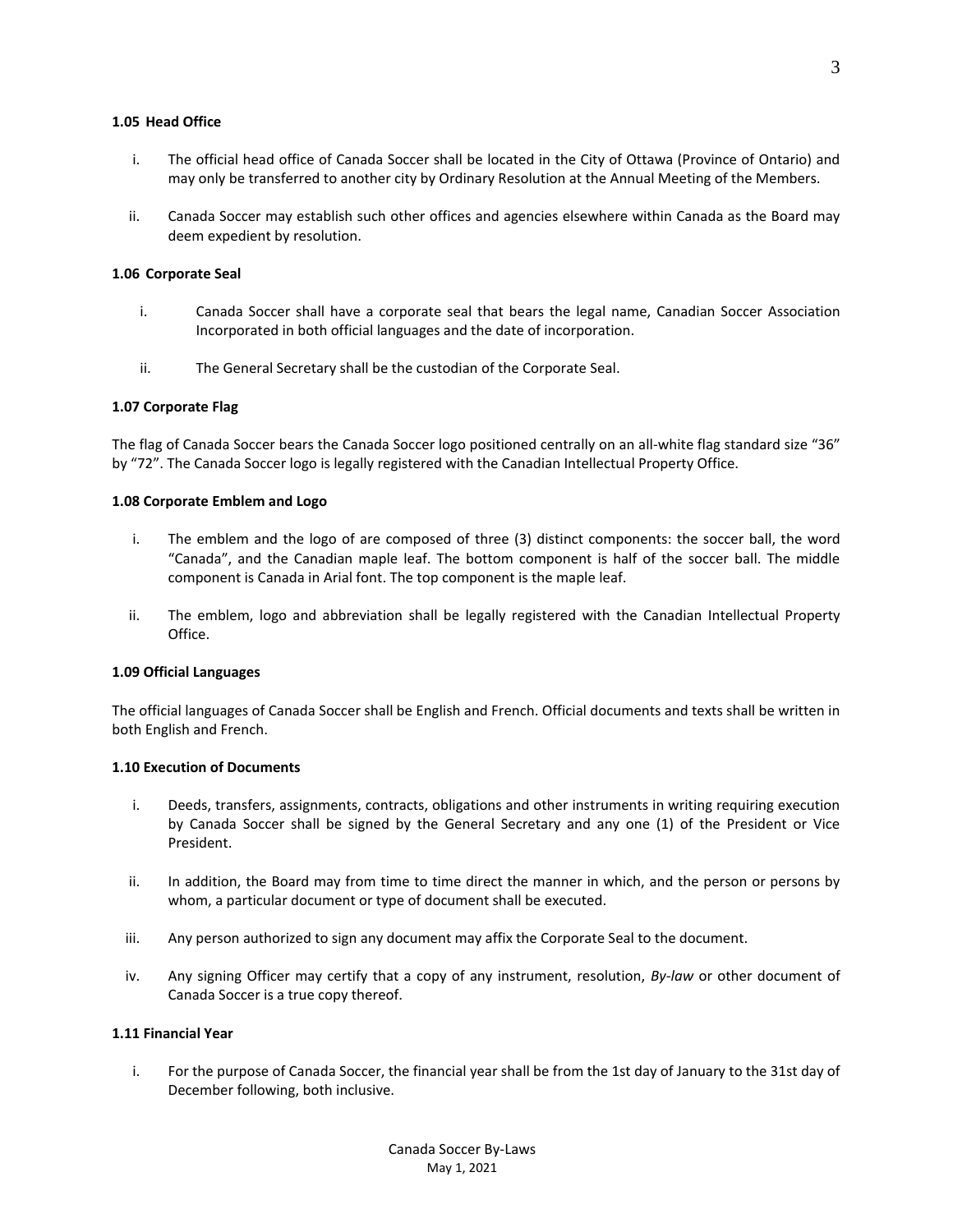### 1.05 Head Office

i. The official head office of Canada Soccer shall be located in the City of Ottawa (Province of Ontario) and may only be transferred to another city by Ordinary Resolution at the Annual Meeting of the Members.

ii. Canada Soccer may establish such other offices and agencies elsewhere within Canada as the Board may deem expedient by resolution.

### 1.06 Corporate Seal

i. Canada Soccer shall have a corporate seal that bears the legal name, Canadian Soccer Association Incorporated in both official languages and the date of incorporation.

ii. The General Secretary shall be the custodian of the Corporate Seal.

### 1.07 Corporate Flag

The flag of Canada Soccer bears the Canada Soccer logo positioned centrally on an all-white flag standard size “36” by “72”. The Canada Soccer logo is legally registered with the Canadian Intellectual Property Office.

### 1.08 Corporate Emblem and Logo

i. The emblem and the logo of are composed of three (3) distinct components: the soccer ball, the word “Canada”, and the Canadian maple leaf. The bottom component is half of the soccer ball. The middle component is Canada in Arial font. The top component is the maple leaf.

ii. The emblem, logo and abbreviation shall be legally registered with the Canadian Intellectual Property Office.

### 1.09 Official Languages

The official languages of Canada Soccer shall be English and French. Official documents and texts shall be written in both English and French.

### 1.10 Execution of Documents

i. Deeds, transfers, assignments, contracts, obligations and other instruments in writing requiring execution by Canada Soccer shall be signed by the General Secretary and any one (1) of the President or Vice President.

ii. In addition, the Board may from time to time direct the manner in which, and the person or persons by whom, a particular document or type of document shall be executed.

iii. Any person authorized to sign any document may affix the Corporate Seal to the document.

iv. Any signing Officer may certify that a copy of any instrument, resolution, *By-law* or other document of Canada Soccer is a true copy thereof.

### 1.11 Financial Year

i. For the purpose of Canada Soccer, the financial year shall be from the 1st day of January to the 31st day of December following, both inclusive.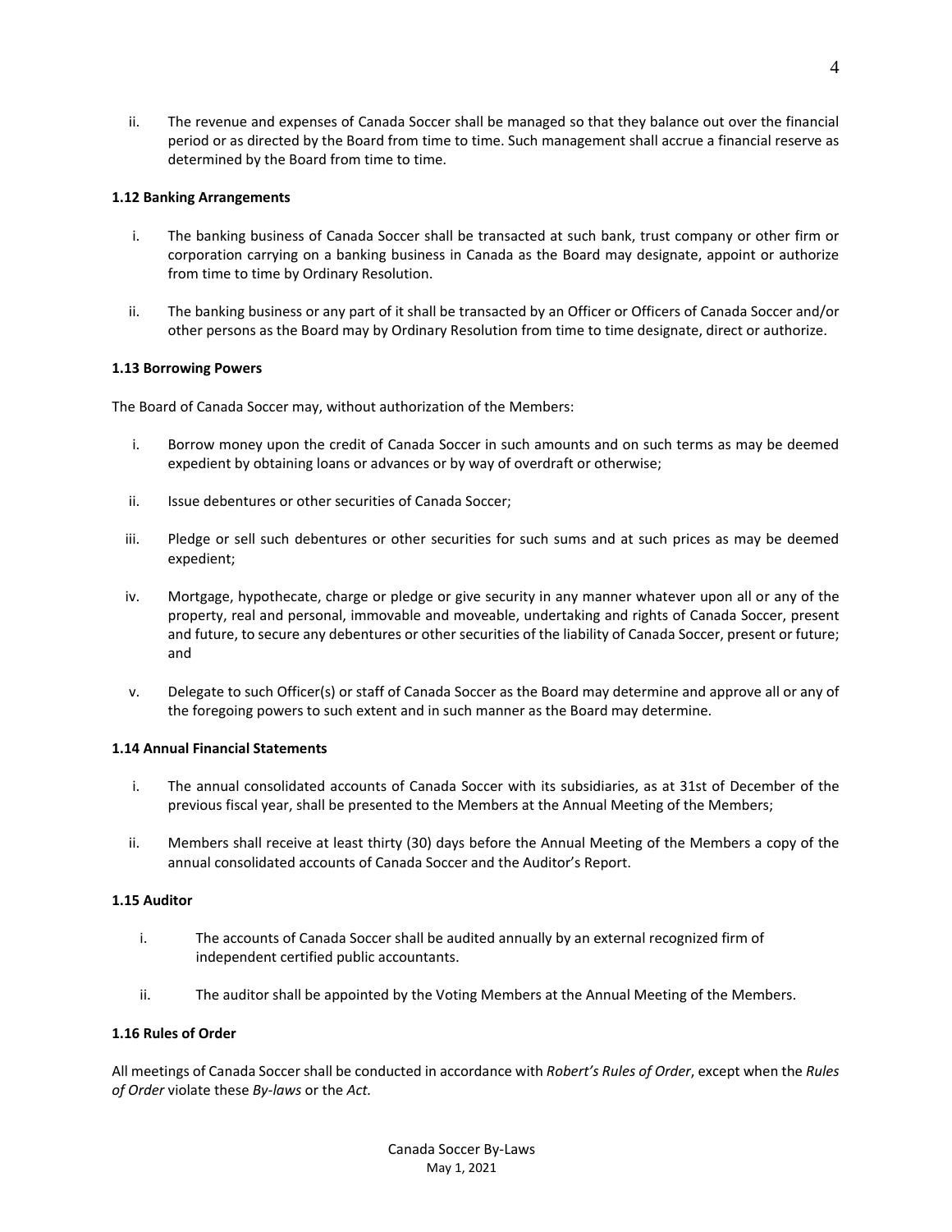ii. The revenue and expenses of Canada Soccer shall be managed so that they balance out over the financial period or as directed by the Board from time to time. Such management shall accrue a financial reserve as determined by the Board from time to time.

**1.12 Banking Arrangements**

i. The banking business of Canada Soccer shall be transacted at such bank, trust company or other firm or corporation carrying on a banking business in Canada as the Board may designate, appoint or authorize from time to time by Ordinary Resolution.

ii. The banking business or any part of it shall be transacted by an Officer or Officers of Canada Soccer and/or other persons as the Board may by Ordinary Resolution from time to time designate, direct or authorize.

**1.13 Borrowing Powers**

The Board of Canada Soccer may, without authorization of the Members:

i. Borrow money upon the credit of Canada Soccer in such amounts and on such terms as may be deemed expedient by obtaining loans or advances or by way of overdraft or otherwise;

ii. Issue debentures or other securities of Canada Soccer;

iii. Pledge or sell such debentures or other securities for such sums and at such prices as may be deemed expedient;

iv. Mortgage, hypothecate, charge or pledge or give security in any manner whatever upon all or any of the property, real and personal, immovable and moveable, undertaking and rights of Canada Soccer, present and future, to secure any debentures or other securities of the liability of Canada Soccer, present or future; and

v. Delegate to such Officer(s) or staff of Canada Soccer as the Board may determine and approve all or any of the foregoing powers to such extent and in such manner as the Board may determine.

**1.14 Annual Financial Statements**

i. The annual consolidated accounts of Canada Soccer with its subsidiaries, as at 31st of December of the previous fiscal year, shall be presented to the Members at the Annual Meeting of the Members;

ii. Members shall receive at least thirty (30) days before the Annual Meeting of the Members a copy of the annual consolidated accounts of Canada Soccer and the Auditor's Report.

**1.15 Auditor**

i. The accounts of Canada Soccer shall be audited annually by an external recognized firm of independent certified public accountants.

ii. The auditor shall be appointed by the Voting Members at the Annual Meeting of the Members.

**1.16 Rules of Order**

All meetings of Canada Soccer shall be conducted in accordance with *Robert's Rules of Order*, except when the *Rules of Order* violate these *By-laws* or the *Act.*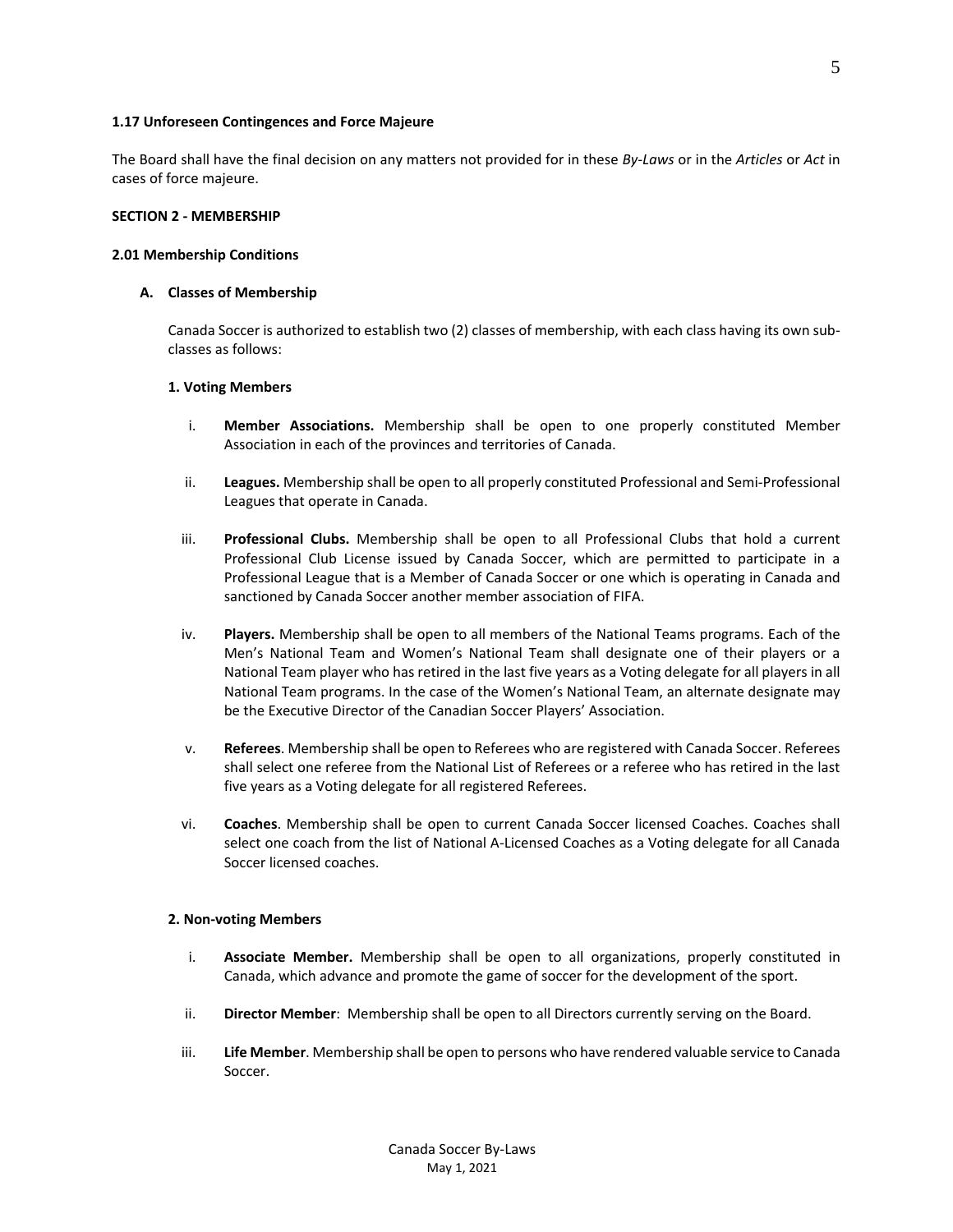**1.17 Unforeseen Contingences and Force Majeure**

The Board shall have the final decision on any matters not provided for in these *By-Laws* or in the *Articles* or *Act* in cases of force majeure.

**SECTION 2 - MEMBERSHIP**

**2.01 Membership Conditions**

**A. Classes of Membership**

Canada Soccer is authorized to establish two (2) classes of membership, with each class having its own sub-classes as follows:

**1. Voting Members**

i. **Member Associations.** Membership shall be open to one properly constituted Member Association in each of the provinces and territories of Canada.

ii. **Leagues.** Membership shall be open to all properly constituted Professional and Semi-Professional Leagues that operate in Canada.

iii. **Professional Clubs.** Membership shall be open to all Professional Clubs that hold a current Professional Club License issued by Canada Soccer, which are permitted to participate in a Professional League that is a Member of Canada Soccer or one which is operating in Canada and sanctioned by Canada Soccer another member association of FIFA.

iv. **Players.** Membership shall be open to all members of the National Teams programs. Each of the Men's National Team and Women's National Team shall designate one of their players or a National Team player who has retired in the last five years as a Voting delegate for all players in all National Team programs. In the case of the Women's National Team, an alternate designate may be the Executive Director of the Canadian Soccer Players' Association.

v. **Referees**. Membership shall be open to Referees who are registered with Canada Soccer. Referees shall select one referee from the National List of Referees or a referee who has retired in the last five years as a Voting delegate for all registered Referees.

vi. **Coaches**. Membership shall be open to current Canada Soccer licensed Coaches. Coaches shall select one coach from the list of National A-Licensed Coaches as a Voting delegate for all Canada Soccer licensed coaches.

**2. Non-voting Members**

i. **Associate Member.** Membership shall be open to all organizations, properly constituted in Canada, which advance and promote the game of soccer for the development of the sport.

ii. **Director Member**: Membership shall be open to all Directors currently serving on the Board.

iii. **Life Member**. Membership shall be open to persons who have rendered valuable service to Canada Soccer.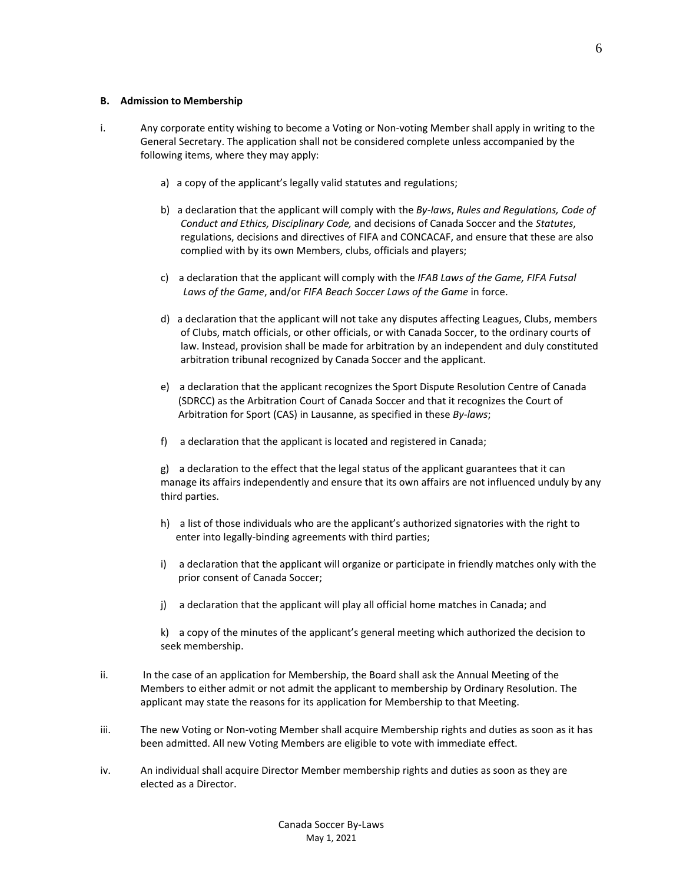**B. Admission to Membership**

i. Any corporate entity wishing to become a Voting or Non-voting Member shall apply in writing to the General Secretary. The application shall not be considered complete unless accompanied by the following items, where they may apply:

a) a copy of the applicant's legally valid statutes and regulations;

b) a declaration that the applicant will comply with the *By-laws*, *Rules and Regulations, Code of Conduct and Ethics, Disciplinary Code,* and decisions of Canada Soccer and the *Statutes*, regulations, decisions and directives of FIFA and CONCACAF, and ensure that these are also complied with by its own Members, clubs, officials and players;

c) a declaration that the applicant will comply with the *IFAB Laws of the Game, FIFA Futsal Laws of the Game*, and/or *FIFA Beach Soccer Laws of the Game* in force.

d) a declaration that the applicant will not take any disputes affecting Leagues, Clubs, members of Clubs, match officials, or other officials, or with Canada Soccer, to the ordinary courts of law. Instead, provision shall be made for arbitration by an independent and duly constituted arbitration tribunal recognized by Canada Soccer and the applicant.

e) a declaration that the applicant recognizes the Sport Dispute Resolution Centre of Canada (SDRCC) as the Arbitration Court of Canada Soccer and that it recognizes the Court of Arbitration for Sport (CAS) in Lausanne, as specified in these *By-laws*;

f) a declaration that the applicant is located and registered in Canada;

g) a declaration to the effect that the legal status of the applicant guarantees that it can manage its affairs independently and ensure that its own affairs are not influenced unduly by any third parties.

h) a list of those individuals who are the applicant's authorized signatories with the right to enter into legally-binding agreements with third parties;

i) a declaration that the applicant will organize or participate in friendly matches only with the prior consent of Canada Soccer;

j) a declaration that the applicant will play all official home matches in Canada; and

k) a copy of the minutes of the applicant's general meeting which authorized the decision to seek membership.

ii. In the case of an application for Membership, the Board shall ask the Annual Meeting of the Members to either admit or not admit the applicant to membership by Ordinary Resolution. The applicant may state the reasons for its application for Membership to that Meeting.

iii. The new Voting or Non-voting Member shall acquire Membership rights and duties as soon as it has been admitted. All new Voting Members are eligible to vote with immediate effect.

iv. An individual shall acquire Director Member membership rights and duties as soon as they are elected as a Director.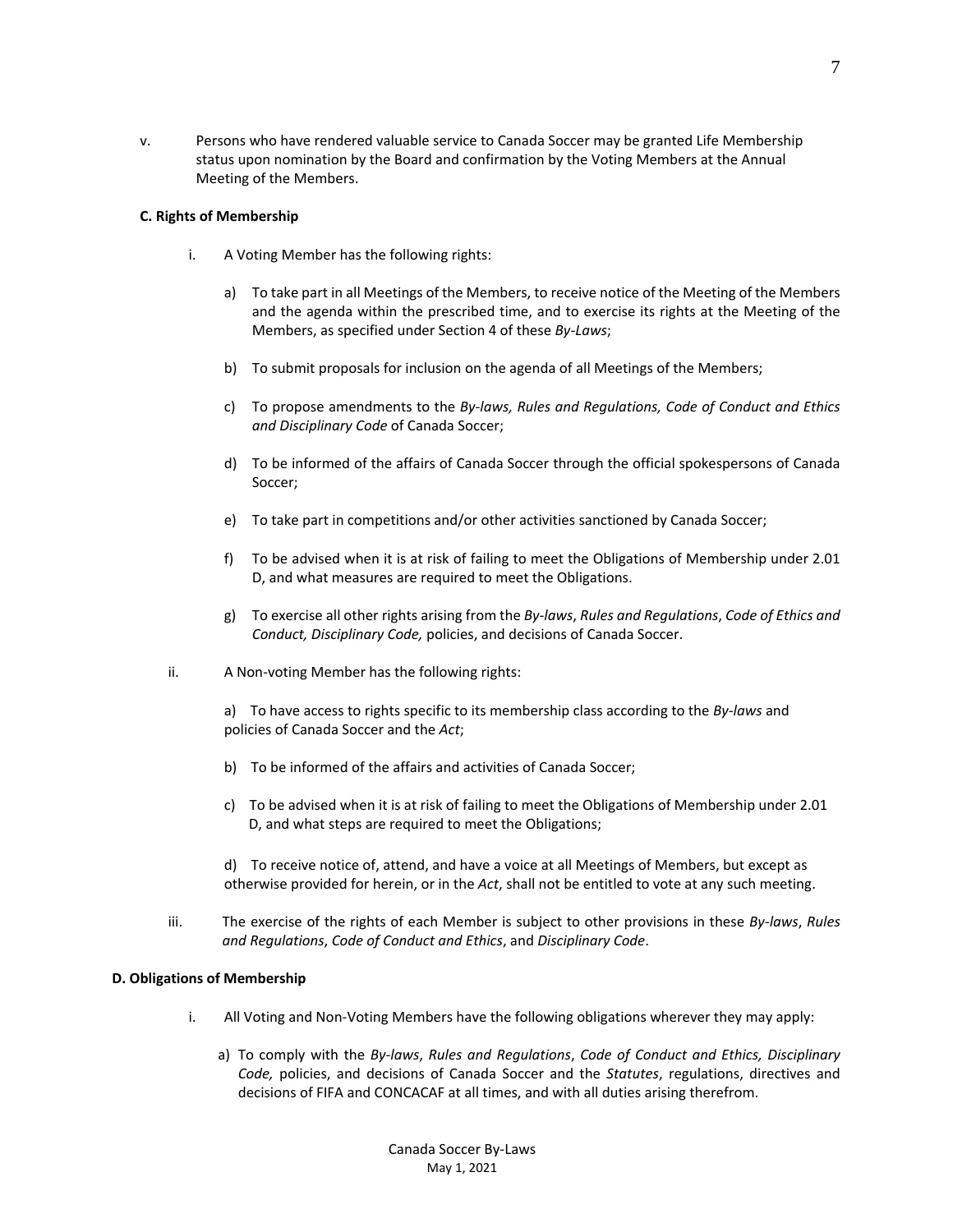v. Persons who have rendered valuable service to Canada Soccer may be granted Life Membership status upon nomination by the Board and confirmation by the Voting Members at the Annual Meeting of the Members.

**C. Rights of Membership**

i. A Voting Member has the following rights:

a) To take part in all Meetings of the Members, to receive notice of the Meeting of the Members and the agenda within the prescribed time, and to exercise its rights at the Meeting of the Members, as specified under Section 4 of these *By-Laws*;

b) To submit proposals for inclusion on the agenda of all Meetings of the Members;

c) To propose amendments to the *By-laws, Rules and Regulations, Code of Conduct and Ethics and Disciplinary Code* of Canada Soccer;

d) To be informed of the affairs of Canada Soccer through the official spokespersons of Canada Soccer;

e) To take part in competitions and/or other activities sanctioned by Canada Soccer;

f) To be advised when it is at risk of failing to meet the Obligations of Membership under 2.01 D, and what measures are required to meet the Obligations.

g) To exercise all other rights arising from the *By-laws*, *Rules and Regulations*, *Code of Ethics and Conduct, Disciplinary Code,* policies, and decisions of Canada Soccer.

ii. A Non-voting Member has the following rights:

a) To have access to rights specific to its membership class according to the *By-laws* and policies of Canada Soccer and the *Act*;

b) To be informed of the affairs and activities of Canada Soccer;

c) To be advised when it is at risk of failing to meet the Obligations of Membership under 2.01 D, and what steps are required to meet the Obligations;

d) To receive notice of, attend, and have a voice at all Meetings of Members, but except as otherwise provided for herein, or in the *Act*, shall not be entitled to vote at any such meeting.

iii. The exercise of the rights of each Member is subject to other provisions in these *By-laws*, *Rules and Regulations*, *Code of Conduct and Ethics*, and *Disciplinary Code*.

**D. Obligations of Membership**

i. All Voting and Non-Voting Members have the following obligations wherever they may apply:

a) To comply with the *By-laws*, *Rules and Regulations*, *Code of Conduct and Ethics, Disciplinary Code,* policies, and decisions of Canada Soccer and the *Statutes*, regulations, directives and decisions of FIFA and CONCACAF at all times, and with all duties arising therefrom.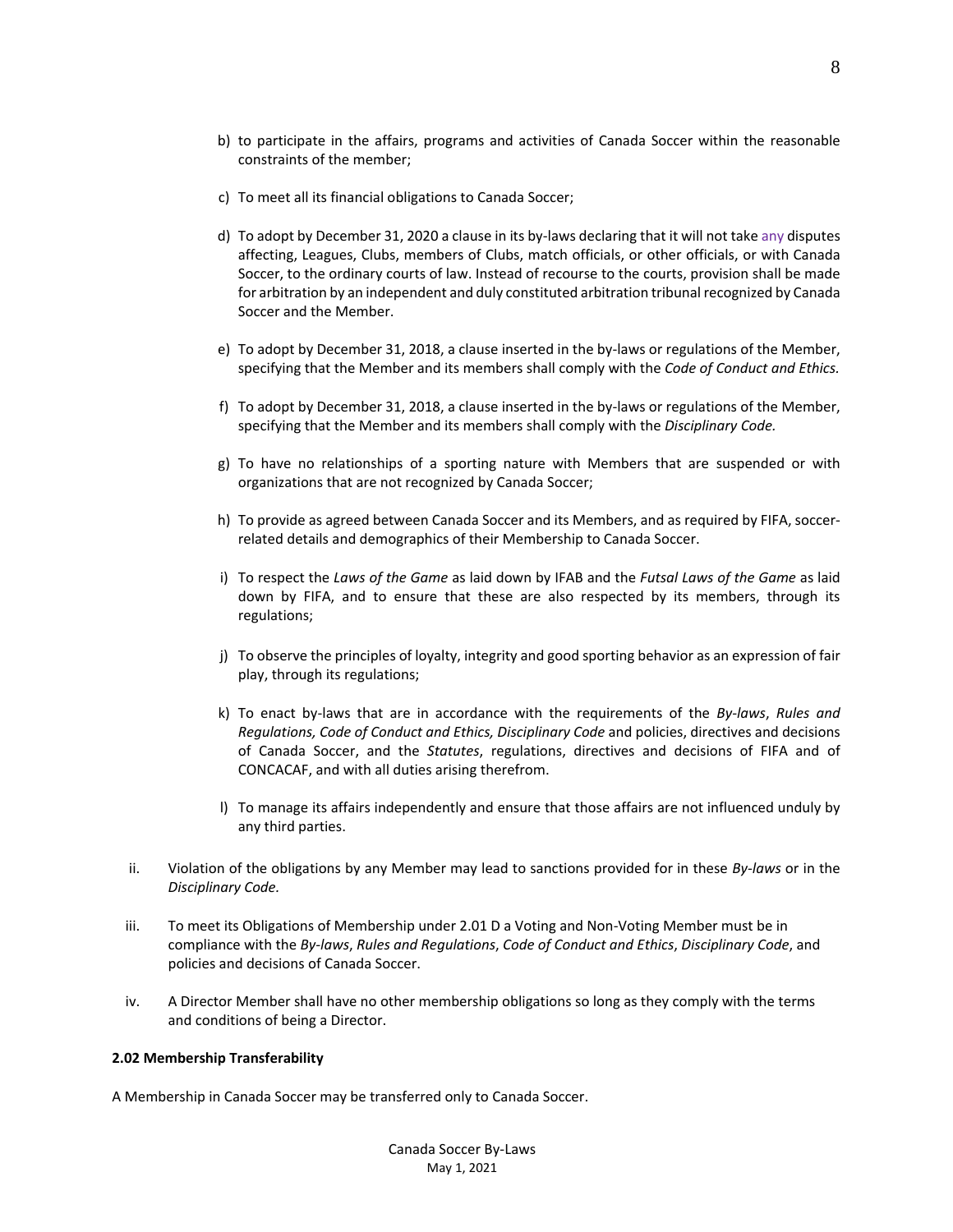b) to participate in the affairs, programs and activities of Canada Soccer within the reasonable constraints of the member;

c) To meet all its financial obligations to Canada Soccer;

d) To adopt by December 31, 2020 a clause in its by-laws declaring that it will not take any disputes affecting, Leagues, Clubs, members of Clubs, match officials, or other officials, or with Canada Soccer, to the ordinary courts of law. Instead of recourse to the courts, provision shall be made for arbitration by an independent and duly constituted arbitration tribunal recognized by Canada Soccer and the Member.

e) To adopt by December 31, 2018, a clause inserted in the by-laws or regulations of the Member, specifying that the Member and its members shall comply with the *Code of Conduct and Ethics.*

f) To adopt by December 31, 2018, a clause inserted in the by-laws or regulations of the Member, specifying that the Member and its members shall comply with the *Disciplinary Code.*

g) To have no relationships of a sporting nature with Members that are suspended or with organizations that are not recognized by Canada Soccer;

h) To provide as agreed between Canada Soccer and its Members, and as required by FIFA, soccer-related details and demographics of their Membership to Canada Soccer.

i) To respect the *Laws of the Game* as laid down by IFAB and the *Futsal Laws of the Game* as laid down by FIFA, and to ensure that these are also respected by its members, through its regulations;

j) To observe the principles of loyalty, integrity and good sporting behavior as an expression of fair play, through its regulations;

k) To enact by-laws that are in accordance with the requirements of the *By-laws*, *Rules and Regulations, Code of Conduct and Ethics, Disciplinary Code* and policies, directives and decisions of Canada Soccer, and the *Statutes*, regulations, directives and decisions of FIFA and of CONCACAF, and with all duties arising therefrom.

l) To manage its affairs independently and ensure that those affairs are not influenced unduly by any third parties.

ii. Violation of the obligations by any Member may lead to sanctions provided for in these *By-laws* or in the *Disciplinary Code.*

iii. To meet its Obligations of Membership under 2.01 D a Voting and Non-Voting Member must be in compliance with the *By-laws*, *Rules and Regulations*, *Code of Conduct and Ethics*, *Disciplinary Code*, and policies and decisions of Canada Soccer.

iv. A Director Member shall have no other membership obligations so long as they comply with the terms and conditions of being a Director.

**2.02 Membership Transferability**

A Membership in Canada Soccer may be transferred only to Canada Soccer.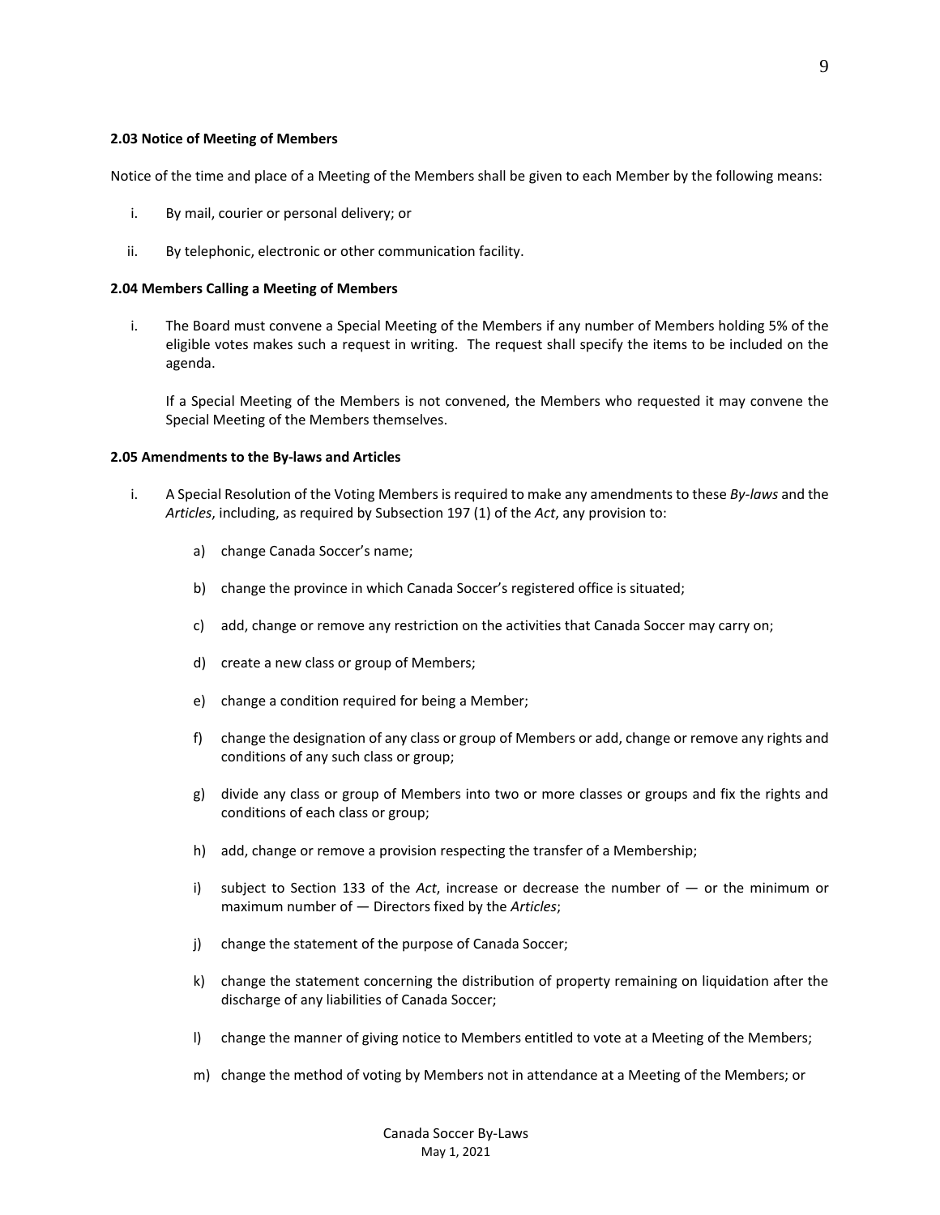**2.03 Notice of Meeting of Members**

Notice of the time and place of a Meeting of the Members shall be given to each Member by the following means:

i. By mail, courier or personal delivery; or

ii. By telephonic, electronic or other communication facility.

**2.04 Members Calling a Meeting of Members**

i. The Board must convene a Special Meeting of the Members if any number of Members holding 5% of the eligible votes makes such a request in writing. The request shall specify the items to be included on the agenda.

   If a Special Meeting of the Members is not convened, the Members who requested it may convene the Special Meeting of the Members themselves.

**2.05 Amendments to the By-laws and Articles**

i. A Special Resolution of the Voting Members is required to make any amendments to these *By-laws* and the *Articles*, including, as required by Subsection 197 (1) of the *Act*, any provision to:

   a) change Canada Soccer's name;

   b) change the province in which Canada Soccer's registered office is situated;

   c) add, change or remove any restriction on the activities that Canada Soccer may carry on;

   d) create a new class or group of Members;

   e) change a condition required for being a Member;

   f) change the designation of any class or group of Members or add, change or remove any rights and conditions of any such class or group;

   g) divide any class or group of Members into two or more classes or groups and fix the rights and conditions of each class or group;

   h) add, change or remove a provision respecting the transfer of a Membership;

   i) subject to Section 133 of the *Act*, increase or decrease the number of — or the minimum or maximum number of — Directors fixed by the *Articles*;

   j) change the statement of the purpose of Canada Soccer;

   k) change the statement concerning the distribution of property remaining on liquidation after the discharge of any liabilities of Canada Soccer;

   l) change the manner of giving notice to Members entitled to vote at a Meeting of the Members;

   m) change the method of voting by Members not in attendance at a Meeting of the Members; or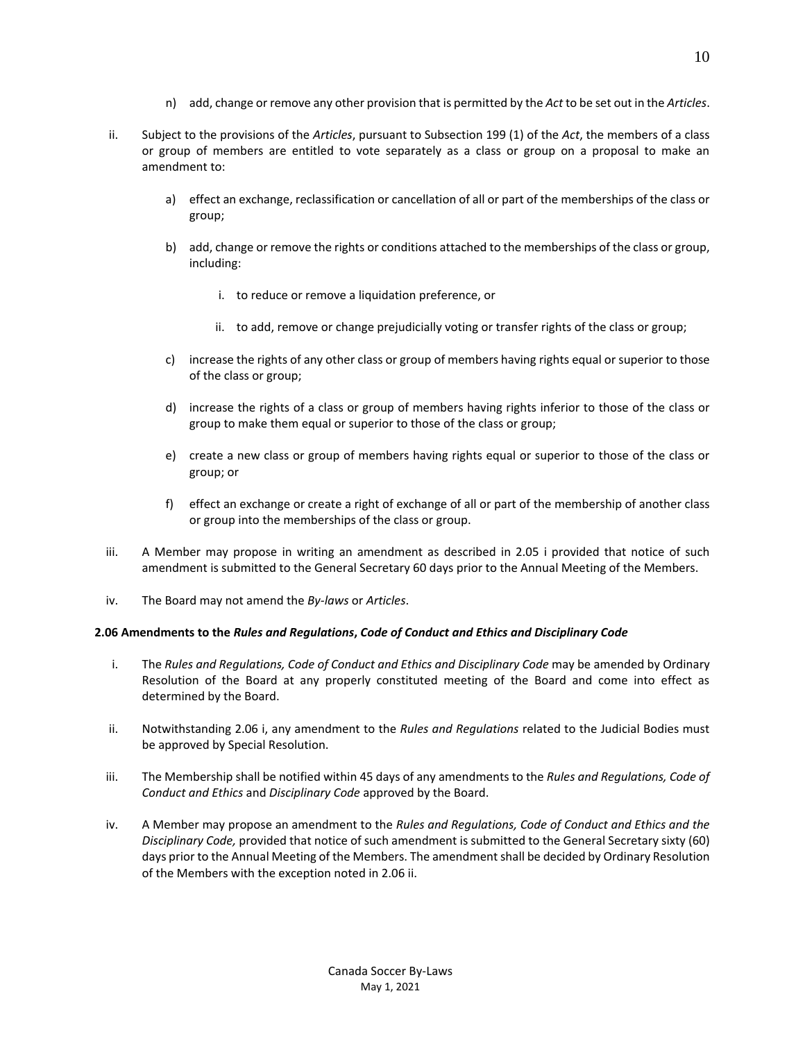n) add, change or remove any other provision that is permitted by the *Act* to be set out in the *Articles*.

ii. Subject to the provisions of the *Articles*, pursuant to Subsection 199 (1) of the *Act*, the members of a class or group of members are entitled to vote separately as a class or group on a proposal to make an amendment to:

   a) effect an exchange, reclassification or cancellation of all or part of the memberships of the class or group;

   b) add, change or remove the rights or conditions attached to the memberships of the class or group, including:

      i. to reduce or remove a liquidation preference, or

      ii. to add, remove or change prejudicially voting or transfer rights of the class or group;

   c) increase the rights of any other class or group of members having rights equal or superior to those of the class or group;

   d) increase the rights of a class or group of members having rights inferior to those of the class or group to make them equal or superior to those of the class or group;

   e) create a new class or group of members having rights equal or superior to those of the class or group; or

   f) effect an exchange or create a right of exchange of all or part of the membership of another class or group into the memberships of the class or group.

iii. A Member may propose in writing an amendment as described in 2.05 i provided that notice of such amendment is submitted to the General Secretary 60 days prior to the Annual Meeting of the Members.

iv. The Board may not amend the *By-laws* or *Articles*.

**2.06 Amendments to the *Rules and Regulations*, *Code of Conduct and Ethics and Disciplinary Code***

i. The *Rules and Regulations, Code of Conduct and Ethics and Disciplinary Code* may be amended by Ordinary Resolution of the Board at any properly constituted meeting of the Board and come into effect as determined by the Board.

ii. Notwithstanding 2.06 i, any amendment to the *Rules and Regulations* related to the Judicial Bodies must be approved by Special Resolution.

iii. The Membership shall be notified within 45 days of any amendments to the *Rules and Regulations, Code of Conduct and Ethics* and *Disciplinary Code* approved by the Board.

iv. A Member may propose an amendment to the *Rules and Regulations, Code of Conduct and Ethics and the Disciplinary Code,* provided that notice of such amendment is submitted to the General Secretary sixty (60) days prior to the Annual Meeting of the Members. The amendment shall be decided by Ordinary Resolution of the Members with the exception noted in 2.06 ii.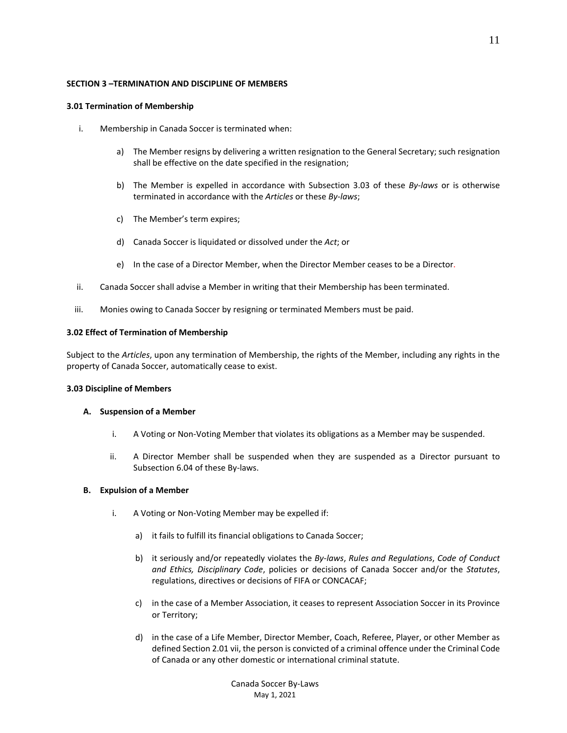## SECTION 3 –TERMINATION AND DISCIPLINE OF MEMBERS

### 3.01 Termination of Membership

i. Membership in Canada Soccer is terminated when:

   a) The Member resigns by delivering a written resignation to the General Secretary; such resignation shall be effective on the date specified in the resignation;

   b) The Member is expelled in accordance with Subsection 3.03 of these *By-laws* or is otherwise terminated in accordance with the *Articles* or these *By-laws*;

   c) The Member's term expires;

   d) Canada Soccer is liquidated or dissolved under the *Act*; or

   e) In the case of a Director Member, when the Director Member ceases to be a Director.

ii. Canada Soccer shall advise a Member in writing that their Membership has been terminated.

iii. Monies owing to Canada Soccer by resigning or terminated Members must be paid.

### 3.02 Effect of Termination of Membership

Subject to the *Articles*, upon any termination of Membership, the rights of the Member, including any rights in the property of Canada Soccer, automatically cease to exist.

### 3.03 Discipline of Members

#### A. Suspension of a Member

i. A Voting or Non-Voting Member that violates its obligations as a Member may be suspended.

ii. A Director Member shall be suspended when they are suspended as a Director pursuant to Subsection 6.04 of these By-laws.

#### B. Expulsion of a Member

i. A Voting or Non-Voting Member may be expelled if:

   a) it fails to fulfill its financial obligations to Canada Soccer;

   b) it seriously and/or repeatedly violates the *By-laws*, *Rules and Regulations*, *Code of Conduct and Ethics, Disciplinary Code*, policies or decisions of Canada Soccer and/or the *Statutes*, regulations, directives or decisions of FIFA or CONCACAF;

   c) in the case of a Member Association, it ceases to represent Association Soccer in its Province or Territory;

   d) in the case of a Life Member, Director Member, Coach, Referee, Player, or other Member as defined Section 2.01 vii, the person is convicted of a criminal offence under the Criminal Code of Canada or any other domestic or international criminal statute.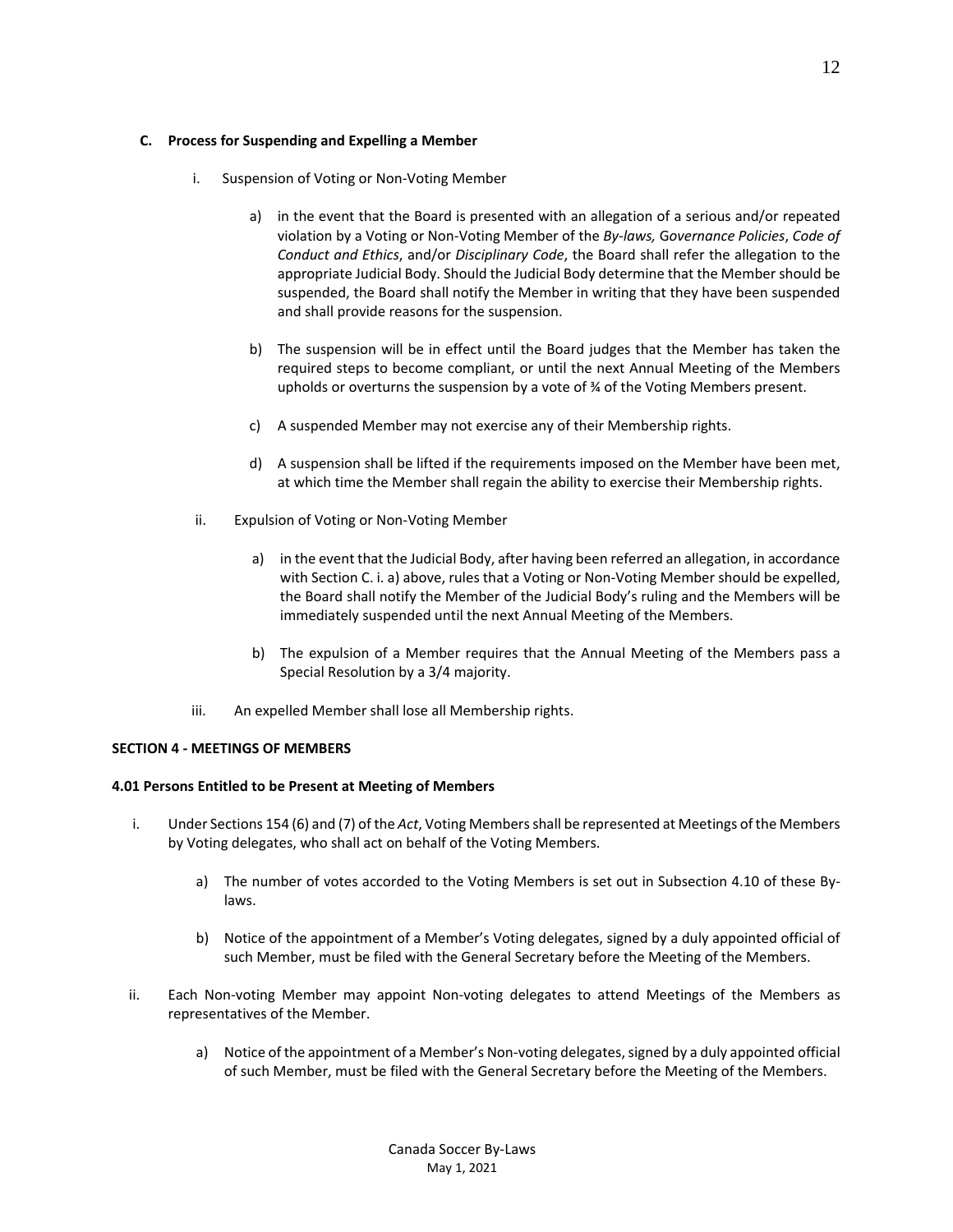**C. Process for Suspending and Expelling a Member**

i. Suspension of Voting or Non-Voting Member

a) in the event that the Board is presented with an allegation of a serious and/or repeated violation by a Voting or Non-Voting Member of the *By-laws,* G*overnance Policies*, *Code of Conduct and Ethics*, and/or *Disciplinary Code*, the Board shall refer the allegation to the appropriate Judicial Body. Should the Judicial Body determine that the Member should be suspended, the Board shall notify the Member in writing that they have been suspended and shall provide reasons for the suspension.

b) The suspension will be in effect until the Board judges that the Member has taken the required steps to become compliant, or until the next Annual Meeting of the Members upholds or overturns the suspension by a vote of ¾ of the Voting Members present.

c) A suspended Member may not exercise any of their Membership rights.

d) A suspension shall be lifted if the requirements imposed on the Member have been met, at which time the Member shall regain the ability to exercise their Membership rights.

ii. Expulsion of Voting or Non-Voting Member

a) in the event that the Judicial Body, after having been referred an allegation, in accordance with Section C. i. a) above, rules that a Voting or Non-Voting Member should be expelled, the Board shall notify the Member of the Judicial Body's ruling and the Members will be immediately suspended until the next Annual Meeting of the Members.

b) The expulsion of a Member requires that the Annual Meeting of the Members pass a Special Resolution by a 3/4 majority.

iii. An expelled Member shall lose all Membership rights.

**SECTION 4 - MEETINGS OF MEMBERS**

**4.01 Persons Entitled to be Present at Meeting of Members**

i. Under Sections 154 (6) and (7) of the *Act*, Voting Members shall be represented at Meetings of the Members by Voting delegates, who shall act on behalf of the Voting Members.

a) The number of votes accorded to the Voting Members is set out in Subsection 4.10 of these By-laws.

b) Notice of the appointment of a Member's Voting delegates, signed by a duly appointed official of such Member, must be filed with the General Secretary before the Meeting of the Members.

ii. Each Non-voting Member may appoint Non-voting delegates to attend Meetings of the Members as representatives of the Member.

a) Notice of the appointment of a Member's Non-voting delegates, signed by a duly appointed official of such Member, must be filed with the General Secretary before the Meeting of the Members.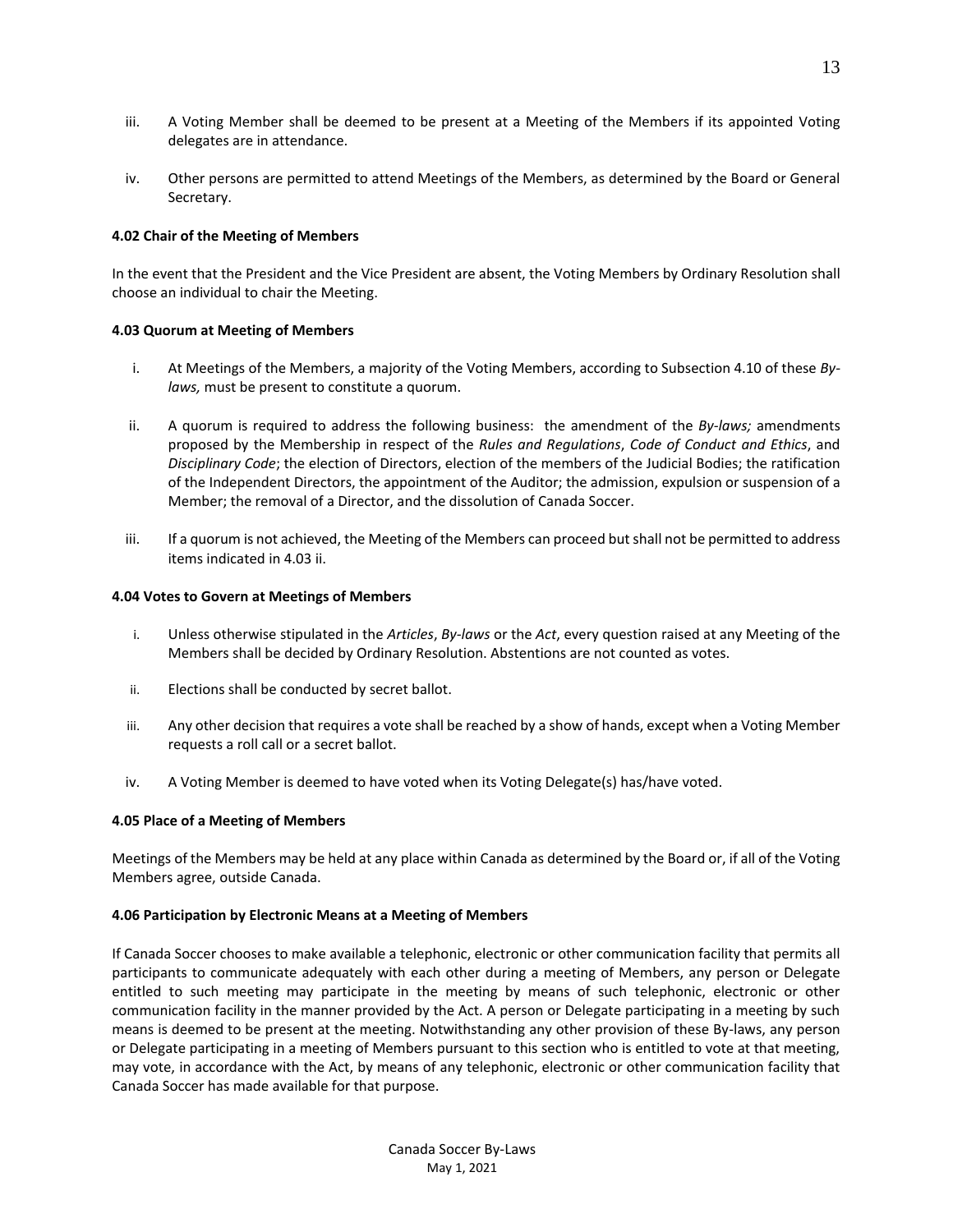iii. A Voting Member shall be deemed to be present at a Meeting of the Members if its appointed Voting delegates are in attendance.

iv. Other persons are permitted to attend Meetings of the Members, as determined by the Board or General Secretary.

**4.02 Chair of the Meeting of Members**

In the event that the President and the Vice President are absent, the Voting Members by Ordinary Resolution shall choose an individual to chair the Meeting.

**4.03 Quorum at Meeting of Members**

i. At Meetings of the Members, a majority of the Voting Members, according to Subsection 4.10 of these *By-laws,* must be present to constitute a quorum.

ii. A quorum is required to address the following business: the amendment of the *By-laws;* amendments proposed by the Membership in respect of the *Rules and Regulations*, *Code of Conduct and Ethics*, and *Disciplinary Code*; the election of Directors, election of the members of the Judicial Bodies; the ratification of the Independent Directors, the appointment of the Auditor; the admission, expulsion or suspension of a Member; the removal of a Director, and the dissolution of Canada Soccer.

iii. If a quorum is not achieved, the Meeting of the Members can proceed but shall not be permitted to address items indicated in 4.03 ii.

**4.04 Votes to Govern at Meetings of Members**

i. Unless otherwise stipulated in the *Articles*, *By-laws* or the *Act*, every question raised at any Meeting of the Members shall be decided by Ordinary Resolution. Abstentions are not counted as votes.

ii. Elections shall be conducted by secret ballot.

iii. Any other decision that requires a vote shall be reached by a show of hands, except when a Voting Member requests a roll call or a secret ballot.

iv. A Voting Member is deemed to have voted when its Voting Delegate(s) has/have voted.

**4.05 Place of a Meeting of Members**

Meetings of the Members may be held at any place within Canada as determined by the Board or, if all of the Voting Members agree, outside Canada.

**4.06 Participation by Electronic Means at a Meeting of Members**

If Canada Soccer chooses to make available a telephonic, electronic or other communication facility that permits all participants to communicate adequately with each other during a meeting of Members, any person or Delegate entitled to such meeting may participate in the meeting by means of such telephonic, electronic or other communication facility in the manner provided by the Act. A person or Delegate participating in a meeting by such means is deemed to be present at the meeting. Notwithstanding any other provision of these By-laws, any person or Delegate participating in a meeting of Members pursuant to this section who is entitled to vote at that meeting, may vote, in accordance with the Act, by means of any telephonic, electronic or other communication facility that Canada Soccer has made available for that purpose.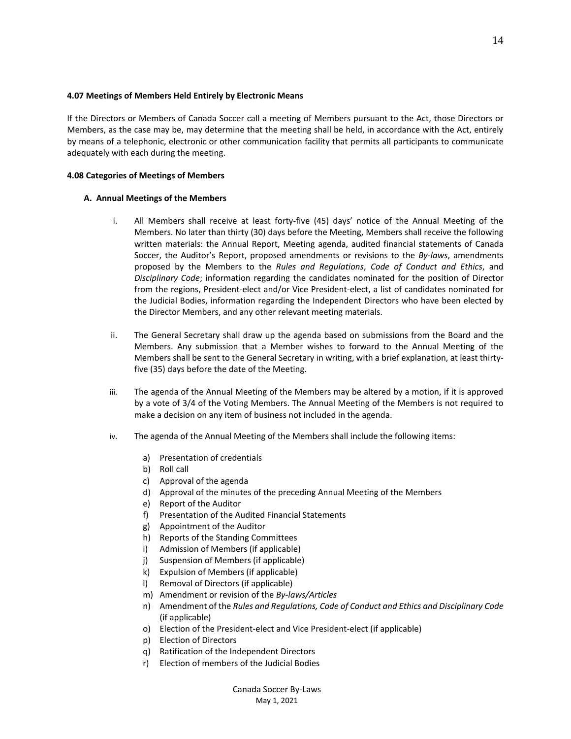**4.07 Meetings of Members Held Entirely by Electronic Means**

If the Directors or Members of Canada Soccer call a meeting of Members pursuant to the Act, those Directors or Members, as the case may be, may determine that the meeting shall be held, in accordance with the Act, entirely by means of a telephonic, electronic or other communication facility that permits all participants to communicate adequately with each during the meeting.

**4.08 Categories of Meetings of Members**

**A. Annual Meetings of the Members**

i. All Members shall receive at least forty-five (45) days' notice of the Annual Meeting of the Members. No later than thirty (30) days before the Meeting, Members shall receive the following written materials: the Annual Report, Meeting agenda, audited financial statements of Canada Soccer, the Auditor's Report, proposed amendments or revisions to the *By-laws*, amendments proposed by the Members to the *Rules and Regulations*, *Code of Conduct and Ethics*, and *Disciplinary Code*; information regarding the candidates nominated for the position of Director from the regions, President-elect and/or Vice President-elect, a list of candidates nominated for the Judicial Bodies, information regarding the Independent Directors who have been elected by the Director Members, and any other relevant meeting materials.

ii. The General Secretary shall draw up the agenda based on submissions from the Board and the Members. Any submission that a Member wishes to forward to the Annual Meeting of the Members shall be sent to the General Secretary in writing, with a brief explanation, at least thirty-five (35) days before the date of the Meeting.

iii. The agenda of the Annual Meeting of the Members may be altered by a motion, if it is approved by a vote of 3/4 of the Voting Members. The Annual Meeting of the Members is not required to make a decision on any item of business not included in the agenda.

iv. The agenda of the Annual Meeting of the Members shall include the following items:

a) Presentation of credentials
b) Roll call
c) Approval of the agenda
d) Approval of the minutes of the preceding Annual Meeting of the Members
e) Report of the Auditor
f) Presentation of the Audited Financial Statements
g) Appointment of the Auditor
h) Reports of the Standing Committees
i) Admission of Members (if applicable)
j) Suspension of Members (if applicable)
k) Expulsion of Members (if applicable)
l) Removal of Directors (if applicable)
m) Amendment or revision of the *By-laws/Articles*
n) Amendment of the *Rules and Regulations, Code of Conduct and Ethics and Disciplinary Code* (if applicable)
o) Election of the President-elect and Vice President-elect (if applicable)
p) Election of Directors
q) Ratification of the Independent Directors
r) Election of members of the Judicial Bodies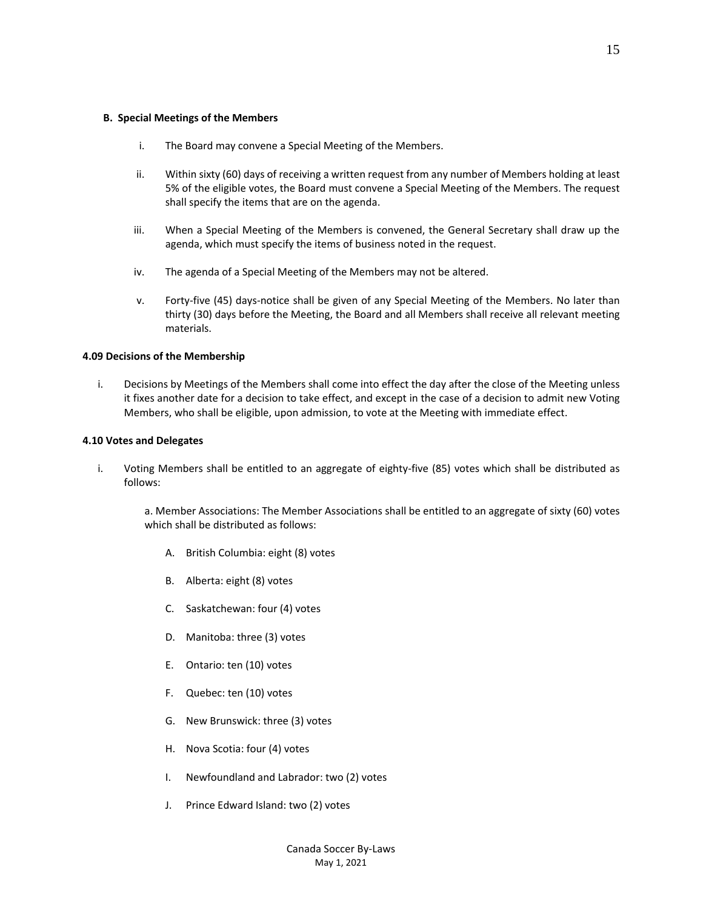**B. Special Meetings of the Members**

i. The Board may convene a Special Meeting of the Members.

ii. Within sixty (60) days of receiving a written request from any number of Members holding at least 5% of the eligible votes, the Board must convene a Special Meeting of the Members. The request shall specify the items that are on the agenda.

iii. When a Special Meeting of the Members is convened, the General Secretary shall draw up the agenda, which must specify the items of business noted in the request.

iv. The agenda of a Special Meeting of the Members may not be altered.

v. Forty-five (45) days-notice shall be given of any Special Meeting of the Members. No later than thirty (30) days before the Meeting, the Board and all Members shall receive all relevant meeting materials.

**4.09 Decisions of the Membership**

i. Decisions by Meetings of the Members shall come into effect the day after the close of the Meeting unless it fixes another date for a decision to take effect, and except in the case of a decision to admit new Voting Members, who shall be eligible, upon admission, to vote at the Meeting with immediate effect.

**4.10 Votes and Delegates**

i. Voting Members shall be entitled to an aggregate of eighty-five (85) votes which shall be distributed as follows:

a. Member Associations: The Member Associations shall be entitled to an aggregate of sixty (60) votes which shall be distributed as follows:

A. British Columbia: eight (8) votes

B. Alberta: eight (8) votes

C. Saskatchewan: four (4) votes

D. Manitoba: three (3) votes

E. Ontario: ten (10) votes

F. Quebec: ten (10) votes

G. New Brunswick: three (3) votes

H. Nova Scotia: four (4) votes

I. Newfoundland and Labrador: two (2) votes

J. Prince Edward Island: two (2) votes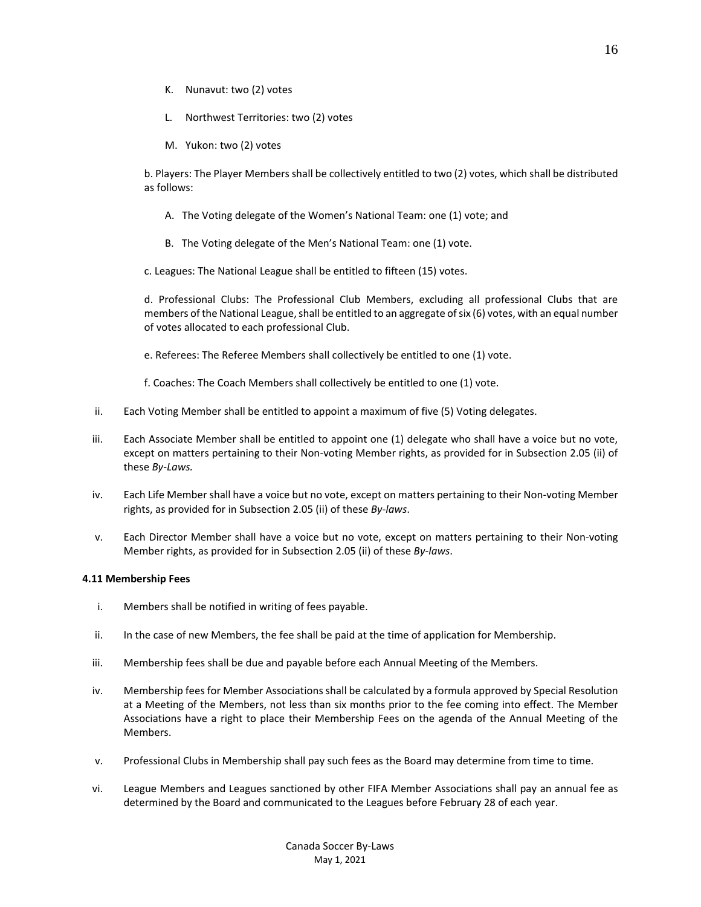K. Nunavut: two (2) votes

L. Northwest Territories: two (2) votes

M. Yukon: two (2) votes

b. Players: The Player Members shall be collectively entitled to two (2) votes, which shall be distributed as follows:

A. The Voting delegate of the Women's National Team: one (1) vote; and

B. The Voting delegate of the Men's National Team: one (1) vote.

c. Leagues: The National League shall be entitled to fifteen (15) votes.

d. Professional Clubs: The Professional Club Members, excluding all professional Clubs that are members of the National League, shall be entitled to an aggregate of six (6) votes, with an equal number of votes allocated to each professional Club.

e. Referees: The Referee Members shall collectively be entitled to one (1) vote.

f. Coaches: The Coach Members shall collectively be entitled to one (1) vote.

ii. Each Voting Member shall be entitled to appoint a maximum of five (5) Voting delegates.

iii. Each Associate Member shall be entitled to appoint one (1) delegate who shall have a voice but no vote, except on matters pertaining to their Non-voting Member rights, as provided for in Subsection 2.05 (ii) of these *By-Laws.*

iv. Each Life Member shall have a voice but no vote, except on matters pertaining to their Non-voting Member rights, as provided for in Subsection 2.05 (ii) of these *By-laws*.

v. Each Director Member shall have a voice but no vote, except on matters pertaining to their Non-voting Member rights, as provided for in Subsection 2.05 (ii) of these *By-laws*.

**4.11 Membership Fees**

i. Members shall be notified in writing of fees payable.

ii. In the case of new Members, the fee shall be paid at the time of application for Membership.

iii. Membership fees shall be due and payable before each Annual Meeting of the Members.

iv. Membership fees for Member Associations shall be calculated by a formula approved by Special Resolution at a Meeting of the Members, not less than six months prior to the fee coming into effect. The Member Associations have a right to place their Membership Fees on the agenda of the Annual Meeting of the Members.

v. Professional Clubs in Membership shall pay such fees as the Board may determine from time to time.

vi. League Members and Leagues sanctioned by other FIFA Member Associations shall pay an annual fee as determined by the Board and communicated to the Leagues before February 28 of each year.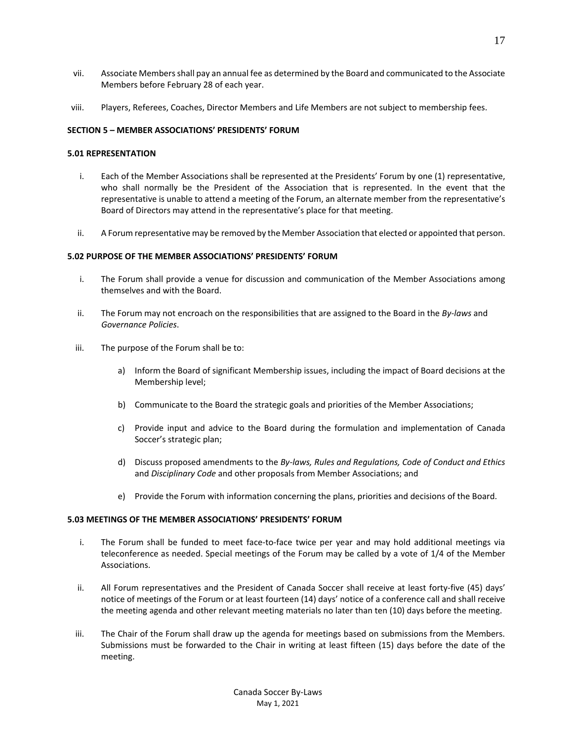vii. Associate Members shall pay an annual fee as determined by the Board and communicated to the Associate Members before February 28 of each year.

viii. Players, Referees, Coaches, Director Members and Life Members are not subject to membership fees.

**SECTION 5 – MEMBER ASSOCIATIONS' PRESIDENTS' FORUM**

**5.01 REPRESENTATION**

i. Each of the Member Associations shall be represented at the Presidents' Forum by one (1) representative, who shall normally be the President of the Association that is represented. In the event that the representative is unable to attend a meeting of the Forum, an alternate member from the representative's Board of Directors may attend in the representative's place for that meeting.

ii. A Forum representative may be removed by the Member Association that elected or appointed that person.

**5.02 PURPOSE OF THE MEMBER ASSOCIATIONS' PRESIDENTS' FORUM**

i. The Forum shall provide a venue for discussion and communication of the Member Associations among themselves and with the Board.

ii. The Forum may not encroach on the responsibilities that are assigned to the Board in the *By-laws* and *Governance Policies*.

iii. The purpose of the Forum shall be to:

a) Inform the Board of significant Membership issues, including the impact of Board decisions at the Membership level;

b) Communicate to the Board the strategic goals and priorities of the Member Associations;

c) Provide input and advice to the Board during the formulation and implementation of Canada Soccer's strategic plan;

d) Discuss proposed amendments to the *By-laws, Rules and Regulations, Code of Conduct and Ethics* and *Disciplinary Code* and other proposals from Member Associations; and

e) Provide the Forum with information concerning the plans, priorities and decisions of the Board.

**5.03 MEETINGS OF THE MEMBER ASSOCIATIONS' PRESIDENTS' FORUM**

i. The Forum shall be funded to meet face-to-face twice per year and may hold additional meetings via teleconference as needed. Special meetings of the Forum may be called by a vote of 1/4 of the Member Associations.

ii. All Forum representatives and the President of Canada Soccer shall receive at least forty-five (45) days' notice of meetings of the Forum or at least fourteen (14) days' notice of a conference call and shall receive the meeting agenda and other relevant meeting materials no later than ten (10) days before the meeting.

iii. The Chair of the Forum shall draw up the agenda for meetings based on submissions from the Members. Submissions must be forwarded to the Chair in writing at least fifteen (15) days before the date of the meeting.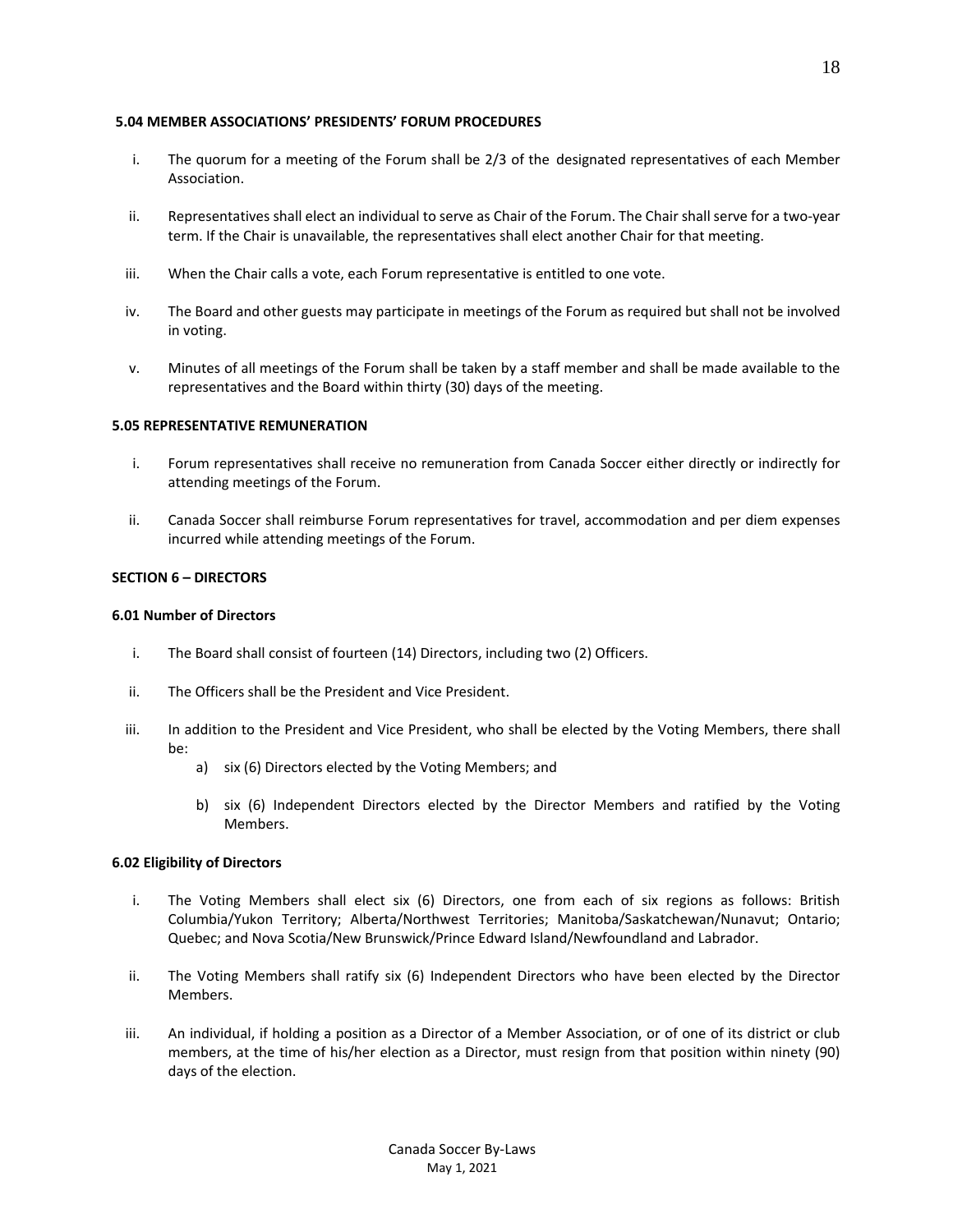### 5.04 MEMBER ASSOCIATIONS' PRESIDENTS' FORUM PROCEDURES

i. The quorum for a meeting of the Forum shall be 2/3 of the designated representatives of each Member Association.

ii. Representatives shall elect an individual to serve as Chair of the Forum. The Chair shall serve for a two-year term. If the Chair is unavailable, the representatives shall elect another Chair for that meeting.

iii. When the Chair calls a vote, each Forum representative is entitled to one vote.

iv. The Board and other guests may participate in meetings of the Forum as required but shall not be involved in voting.

v. Minutes of all meetings of the Forum shall be taken by a staff member and shall be made available to the representatives and the Board within thirty (30) days of the meeting.

### 5.05 REPRESENTATIVE REMUNERATION

i. Forum representatives shall receive no remuneration from Canada Soccer either directly or indirectly for attending meetings of the Forum.

ii. Canada Soccer shall reimburse Forum representatives for travel, accommodation and per diem expenses incurred while attending meetings of the Forum.

## SECTION 6 – DIRECTORS

### 6.01 Number of Directors

i. The Board shall consist of fourteen (14) Directors, including two (2) Officers.

ii. The Officers shall be the President and Vice President.

iii. In addition to the President and Vice President, who shall be elected by the Voting Members, there shall be:
   a) six (6) Directors elected by the Voting Members; and
   b) six (6) Independent Directors elected by the Director Members and ratified by the Voting Members.

### 6.02 Eligibility of Directors

i. The Voting Members shall elect six (6) Directors, one from each of six regions as follows: British Columbia/Yukon Territory; Alberta/Northwest Territories; Manitoba/Saskatchewan/Nunavut; Ontario; Quebec; and Nova Scotia/New Brunswick/Prince Edward Island/Newfoundland and Labrador.

ii. The Voting Members shall ratify six (6) Independent Directors who have been elected by the Director Members.

iii. An individual, if holding a position as a Director of a Member Association, or of one of its district or club members, at the time of his/her election as a Director, must resign from that position within ninety (90) days of the election.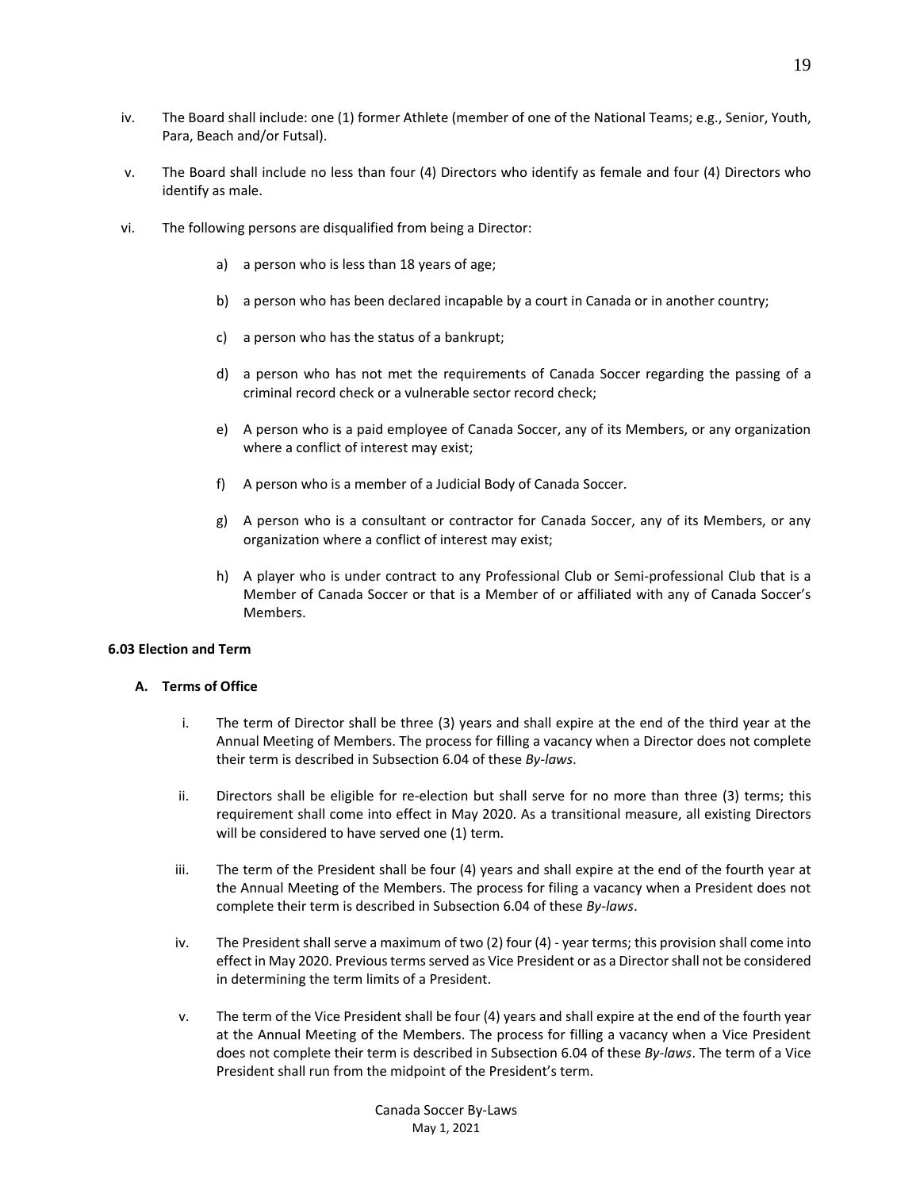iv. The Board shall include: one (1) former Athlete (member of one of the National Teams; e.g., Senior, Youth, Para, Beach and/or Futsal).

v. The Board shall include no less than four (4) Directors who identify as female and four (4) Directors who identify as male.

vi. The following persons are disqualified from being a Director:

   a) a person who is less than 18 years of age;

   b) a person who has been declared incapable by a court in Canada or in another country;

   c) a person who has the status of a bankrupt;

   d) a person who has not met the requirements of Canada Soccer regarding the passing of a criminal record check or a vulnerable sector record check;

   e) A person who is a paid employee of Canada Soccer, any of its Members, or any organization where a conflict of interest may exist;

   f) A person who is a member of a Judicial Body of Canada Soccer.

   g) A person who is a consultant or contractor for Canada Soccer, any of its Members, or any organization where a conflict of interest may exist;

   h) A player who is under contract to any Professional Club or Semi-professional Club that is a Member of Canada Soccer or that is a Member of or affiliated with any of Canada Soccer's Members.

**6.03 Election and Term**

**A. Terms of Office**

i. The term of Director shall be three (3) years and shall expire at the end of the third year at the Annual Meeting of Members. The process for filling a vacancy when a Director does not complete their term is described in Subsection 6.04 of these *By-laws*.

ii. Directors shall be eligible for re-election but shall serve for no more than three (3) terms; this requirement shall come into effect in May 2020. As a transitional measure, all existing Directors will be considered to have served one (1) term.

iii. The term of the President shall be four (4) years and shall expire at the end of the fourth year at the Annual Meeting of the Members. The process for filing a vacancy when a President does not complete their term is described in Subsection 6.04 of these *By-laws*.

iv. The President shall serve a maximum of two (2) four (4) - year terms; this provision shall come into effect in May 2020. Previous terms served as Vice President or as a Director shall not be considered in determining the term limits of a President.

v. The term of the Vice President shall be four (4) years and shall expire at the end of the fourth year at the Annual Meeting of the Members. The process for filling a vacancy when a Vice President does not complete their term is described in Subsection 6.04 of these *By-laws*. The term of a Vice President shall run from the midpoint of the President's term.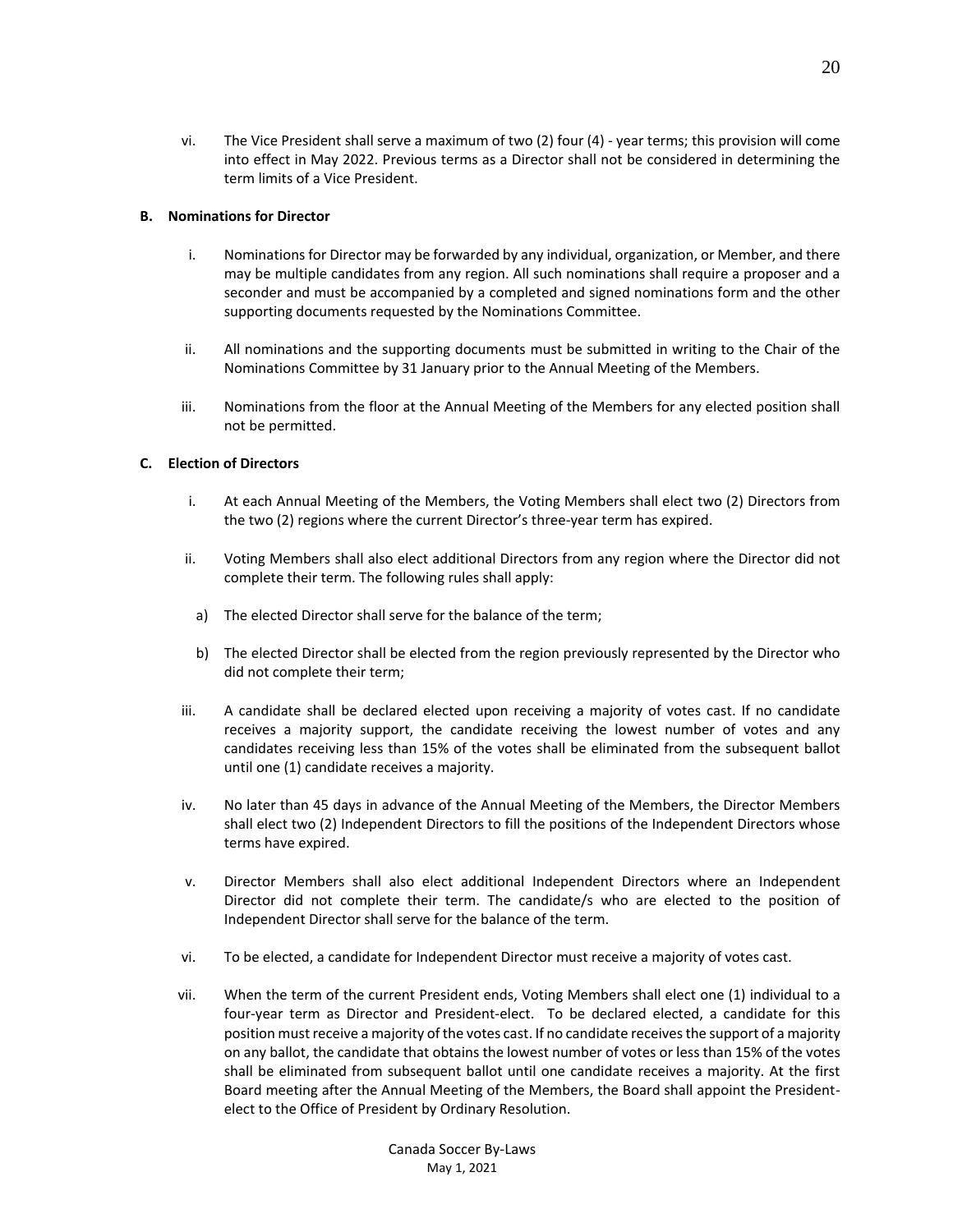vi. The Vice President shall serve a maximum of two (2) four (4) - year terms; this provision will come into effect in May 2022. Previous terms as a Director shall not be considered in determining the term limits of a Vice President.

**B. Nominations for Director**

i. Nominations for Director may be forwarded by any individual, organization, or Member, and there may be multiple candidates from any region. All such nominations shall require a proposer and a seconder and must be accompanied by a completed and signed nominations form and the other supporting documents requested by the Nominations Committee.

ii. All nominations and the supporting documents must be submitted in writing to the Chair of the Nominations Committee by 31 January prior to the Annual Meeting of the Members.

iii. Nominations from the floor at the Annual Meeting of the Members for any elected position shall not be permitted.

**C. Election of Directors**

i. At each Annual Meeting of the Members, the Voting Members shall elect two (2) Directors from the two (2) regions where the current Director's three-year term has expired.

ii. Voting Members shall also elect additional Directors from any region where the Director did not complete their term. The following rules shall apply:

a) The elected Director shall serve for the balance of the term;

b) The elected Director shall be elected from the region previously represented by the Director who did not complete their term;

iii. A candidate shall be declared elected upon receiving a majority of votes cast. If no candidate receives a majority support, the candidate receiving the lowest number of votes and any candidates receiving less than 15% of the votes shall be eliminated from the subsequent ballot until one (1) candidate receives a majority.

iv. No later than 45 days in advance of the Annual Meeting of the Members, the Director Members shall elect two (2) Independent Directors to fill the positions of the Independent Directors whose terms have expired.

v. Director Members shall also elect additional Independent Directors where an Independent Director did not complete their term. The candidate/s who are elected to the position of Independent Director shall serve for the balance of the term.

vi. To be elected, a candidate for Independent Director must receive a majority of votes cast.

vii. When the term of the current President ends, Voting Members shall elect one (1) individual to a four-year term as Director and President-elect. To be declared elected, a candidate for this position must receive a majority of the votes cast. If no candidate receives the support of a majority on any ballot, the candidate that obtains the lowest number of votes or less than 15% of the votes shall be eliminated from subsequent ballot until one candidate receives a majority. At the first Board meeting after the Annual Meeting of the Members, the Board shall appoint the President-elect to the Office of President by Ordinary Resolution.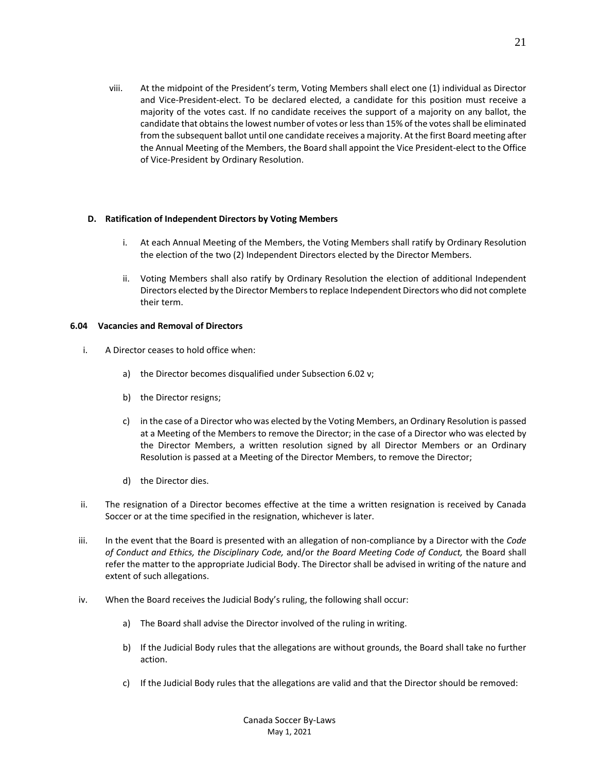viii. At the midpoint of the President's term, Voting Members shall elect one (1) individual as Director and Vice-President-elect. To be declared elected, a candidate for this position must receive a majority of the votes cast. If no candidate receives the support of a majority on any ballot, the candidate that obtains the lowest number of votes or less than 15% of the votes shall be eliminated from the subsequent ballot until one candidate receives a majority. At the first Board meeting after the Annual Meeting of the Members, the Board shall appoint the Vice President-elect to the Office of Vice-President by Ordinary Resolution.

**D. Ratification of Independent Directors by Voting Members**

i. At each Annual Meeting of the Members, the Voting Members shall ratify by Ordinary Resolution the election of the two (2) Independent Directors elected by the Director Members.

ii. Voting Members shall also ratify by Ordinary Resolution the election of additional Independent Directors elected by the Director Members to replace Independent Directors who did not complete their term.

**6.04 Vacancies and Removal of Directors**

i. A Director ceases to hold office when:

a) the Director becomes disqualified under Subsection 6.02 v;

b) the Director resigns;

c) in the case of a Director who was elected by the Voting Members, an Ordinary Resolution is passed at a Meeting of the Members to remove the Director; in the case of a Director who was elected by the Director Members, a written resolution signed by all Director Members or an Ordinary Resolution is passed at a Meeting of the Director Members, to remove the Director;

d) the Director dies.

ii. The resignation of a Director becomes effective at the time a written resignation is received by Canada Soccer or at the time specified in the resignation, whichever is later.

iii. In the event that the Board is presented with an allegation of non-compliance by a Director with the *Code of Conduct and Ethics, the Disciplinary Code,* and/or *the Board Meeting Code of Conduct,* the Board shall refer the matter to the appropriate Judicial Body. The Director shall be advised in writing of the nature and extent of such allegations.

iv. When the Board receives the Judicial Body's ruling, the following shall occur:

a) The Board shall advise the Director involved of the ruling in writing.

b) If the Judicial Body rules that the allegations are without grounds, the Board shall take no further action.

c) If the Judicial Body rules that the allegations are valid and that the Director should be removed: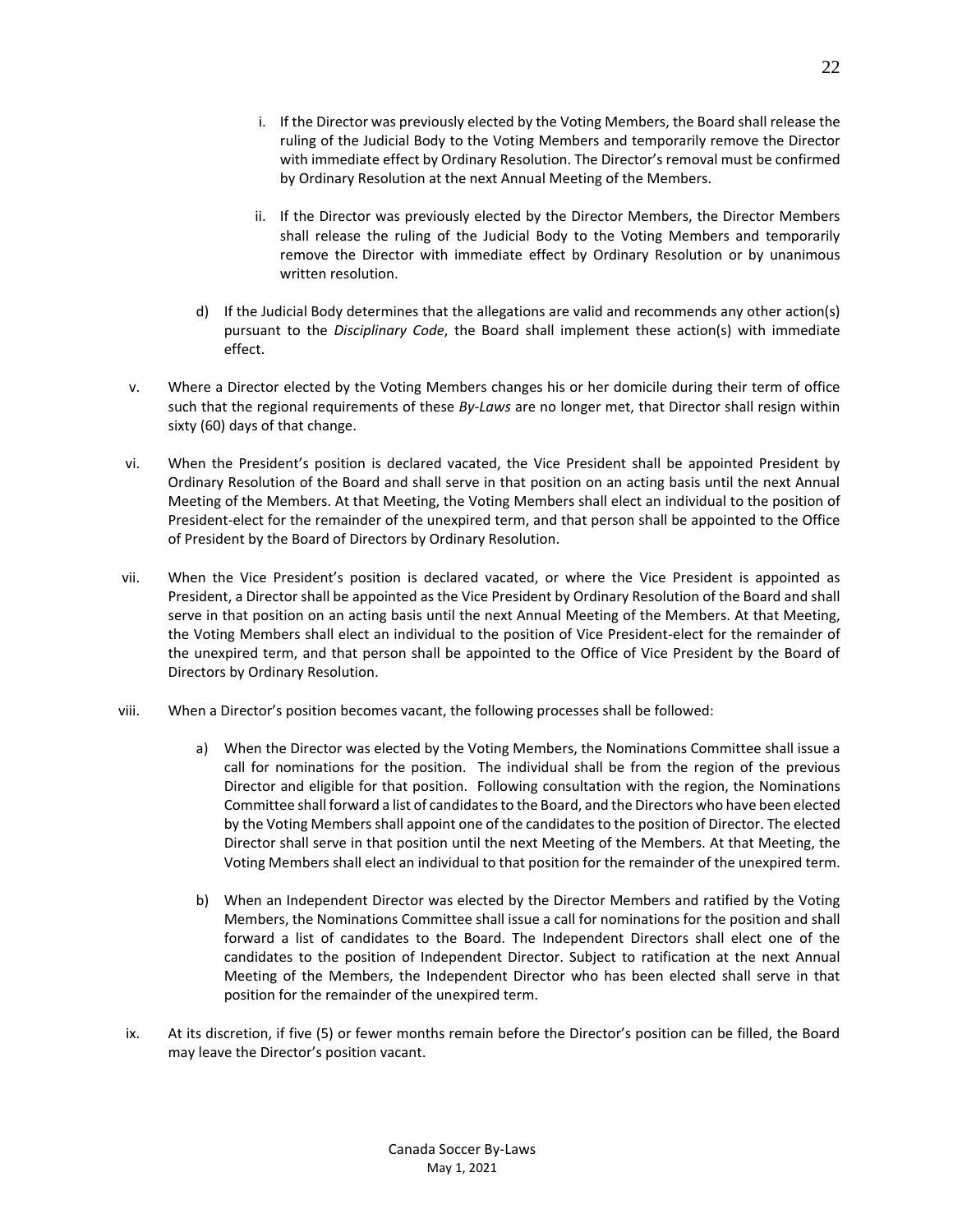i. If the Director was previously elected by the Voting Members, the Board shall release the ruling of the Judicial Body to the Voting Members and temporarily remove the Director with immediate effect by Ordinary Resolution. The Director's removal must be confirmed by Ordinary Resolution at the next Annual Meeting of the Members.

ii. If the Director was previously elected by the Director Members, the Director Members shall release the ruling of the Judicial Body to the Voting Members and temporarily remove the Director with immediate effect by Ordinary Resolution or by unanimous written resolution.

d) If the Judicial Body determines that the allegations are valid and recommends any other action(s) pursuant to the *Disciplinary Code*, the Board shall implement these action(s) with immediate effect.

v. Where a Director elected by the Voting Members changes his or her domicile during their term of office such that the regional requirements of these *By-Laws* are no longer met, that Director shall resign within sixty (60) days of that change.

vi. When the President's position is declared vacated, the Vice President shall be appointed President by Ordinary Resolution of the Board and shall serve in that position on an acting basis until the next Annual Meeting of the Members. At that Meeting, the Voting Members shall elect an individual to the position of President-elect for the remainder of the unexpired term, and that person shall be appointed to the Office of President by the Board of Directors by Ordinary Resolution.

vii. When the Vice President's position is declared vacated, or where the Vice President is appointed as President, a Director shall be appointed as the Vice President by Ordinary Resolution of the Board and shall serve in that position on an acting basis until the next Annual Meeting of the Members. At that Meeting, the Voting Members shall elect an individual to the position of Vice President-elect for the remainder of the unexpired term, and that person shall be appointed to the Office of Vice President by the Board of Directors by Ordinary Resolution.

viii. When a Director's position becomes vacant, the following processes shall be followed:

a) When the Director was elected by the Voting Members, the Nominations Committee shall issue a call for nominations for the position. The individual shall be from the region of the previous Director and eligible for that position. Following consultation with the region, the Nominations Committee shall forward a list of candidates to the Board, and the Directors who have been elected by the Voting Members shall appoint one of the candidates to the position of Director. The elected Director shall serve in that position until the next Meeting of the Members. At that Meeting, the Voting Members shall elect an individual to that position for the remainder of the unexpired term.

b) When an Independent Director was elected by the Director Members and ratified by the Voting Members, the Nominations Committee shall issue a call for nominations for the position and shall forward a list of candidates to the Board. The Independent Directors shall elect one of the candidates to the position of Independent Director. Subject to ratification at the next Annual Meeting of the Members, the Independent Director who has been elected shall serve in that position for the remainder of the unexpired term.

ix. At its discretion, if five (5) or fewer months remain before the Director's position can be filled, the Board may leave the Director's position vacant.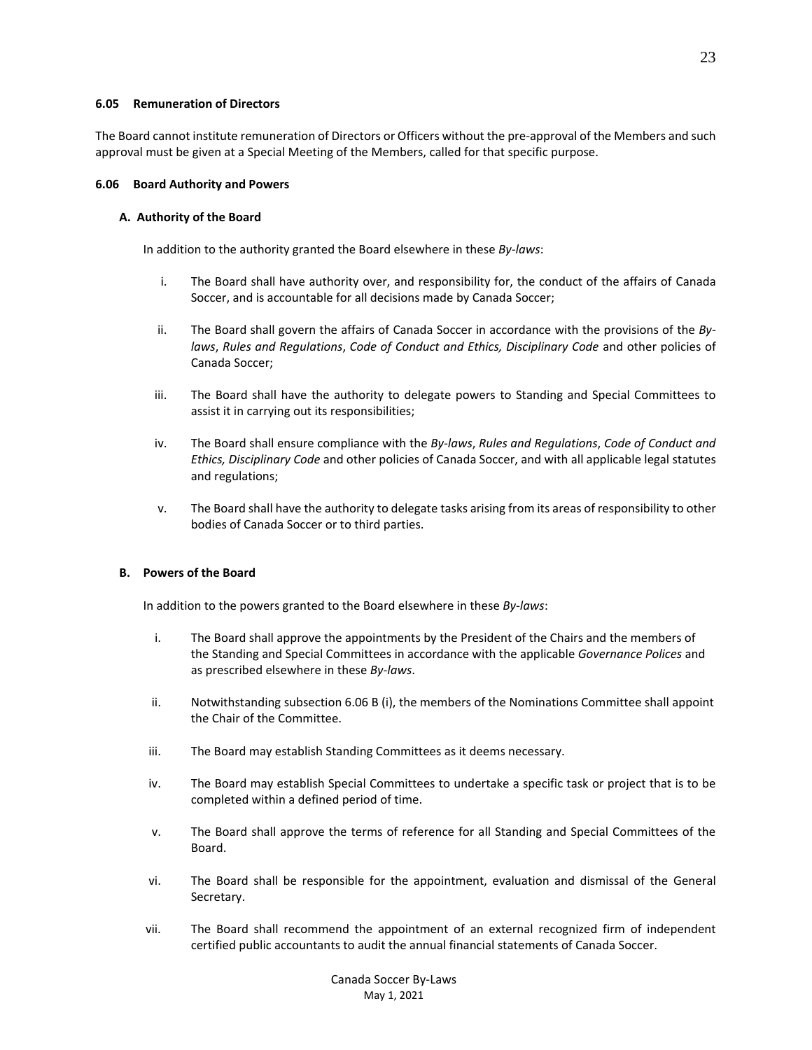#### 6.05 Remuneration of Directors

The Board cannot institute remuneration of Directors or Officers without the pre-approval of the Members and such approval must be given at a Special Meeting of the Members, called for that specific purpose.

#### 6.06 Board Authority and Powers

**A. Authority of the Board**

In addition to the authority granted the Board elsewhere in these *By-laws*:

i. The Board shall have authority over, and responsibility for, the conduct of the affairs of Canada Soccer, and is accountable for all decisions made by Canada Soccer;

ii. The Board shall govern the affairs of Canada Soccer in accordance with the provisions of the *By-laws*, *Rules and Regulations*, *Code of Conduct and Ethics, Disciplinary Code* and other policies of Canada Soccer;

iii. The Board shall have the authority to delegate powers to Standing and Special Committees to assist it in carrying out its responsibilities;

iv. The Board shall ensure compliance with the *By-laws*, *Rules and Regulations*, *Code of Conduct and Ethics, Disciplinary Code* and other policies of Canada Soccer, and with all applicable legal statutes and regulations;

v. The Board shall have the authority to delegate tasks arising from its areas of responsibility to other bodies of Canada Soccer or to third parties.

**B. Powers of the Board**

In addition to the powers granted to the Board elsewhere in these *By-laws*:

i. The Board shall approve the appointments by the President of the Chairs and the members of the Standing and Special Committees in accordance with the applicable *Governance Polices* and as prescribed elsewhere in these *By-laws*.

ii. Notwithstanding subsection 6.06 B (i), the members of the Nominations Committee shall appoint the Chair of the Committee.

iii. The Board may establish Standing Committees as it deems necessary.

iv. The Board may establish Special Committees to undertake a specific task or project that is to be completed within a defined period of time.

v. The Board shall approve the terms of reference for all Standing and Special Committees of the Board.

vi. The Board shall be responsible for the appointment, evaluation and dismissal of the General Secretary.

vii. The Board shall recommend the appointment of an external recognized firm of independent certified public accountants to audit the annual financial statements of Canada Soccer.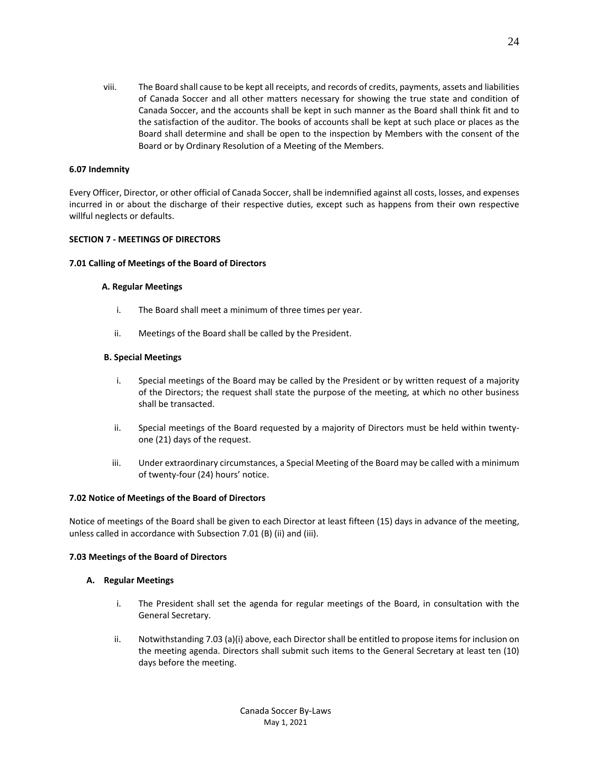viii. The Board shall cause to be kept all receipts, and records of credits, payments, assets and liabilities of Canada Soccer and all other matters necessary for showing the true state and condition of Canada Soccer, and the accounts shall be kept in such manner as the Board shall think fit and to the satisfaction of the auditor. The books of accounts shall be kept at such place or places as the Board shall determine and shall be open to the inspection by Members with the consent of the Board or by Ordinary Resolution of a Meeting of the Members.

**6.07 Indemnity**

Every Officer, Director, or other official of Canada Soccer, shall be indemnified against all costs, losses, and expenses incurred in or about the discharge of their respective duties, except such as happens from their own respective willful neglects or defaults.

## SECTION 7 - MEETINGS OF DIRECTORS

**7.01 Calling of Meetings of the Board of Directors**

**A. Regular Meetings**

i. The Board shall meet a minimum of three times per year.

ii. Meetings of the Board shall be called by the President.

**B. Special Meetings**

i. Special meetings of the Board may be called by the President or by written request of a majority of the Directors; the request shall state the purpose of the meeting, at which no other business shall be transacted.

ii. Special meetings of the Board requested by a majority of Directors must be held within twenty-one (21) days of the request.

iii. Under extraordinary circumstances, a Special Meeting of the Board may be called with a minimum of twenty-four (24) hours' notice.

**7.02 Notice of Meetings of the Board of Directors**

Notice of meetings of the Board shall be given to each Director at least fifteen (15) days in advance of the meeting, unless called in accordance with Subsection 7.01 (B) (ii) and (iii).

**7.03 Meetings of the Board of Directors**

**A. Regular Meetings**

i. The President shall set the agenda for regular meetings of the Board, in consultation with the General Secretary.

ii. Notwithstanding 7.03 (a)(i) above, each Director shall be entitled to propose items for inclusion on the meeting agenda. Directors shall submit such items to the General Secretary at least ten (10) days before the meeting.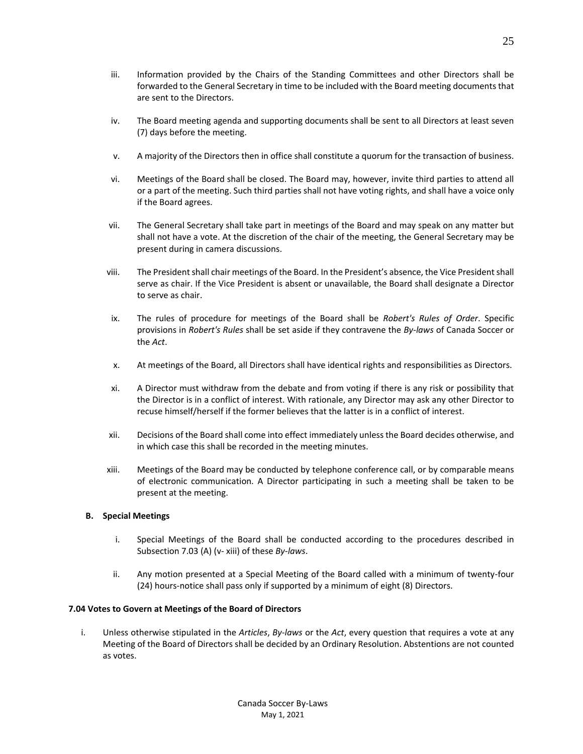iii. Information provided by the Chairs of the Standing Committees and other Directors shall be forwarded to the General Secretary in time to be included with the Board meeting documents that are sent to the Directors.

iv. The Board meeting agenda and supporting documents shall be sent to all Directors at least seven (7) days before the meeting.

v. A majority of the Directors then in office shall constitute a quorum for the transaction of business.

vi. Meetings of the Board shall be closed. The Board may, however, invite third parties to attend all or a part of the meeting. Such third parties shall not have voting rights, and shall have a voice only if the Board agrees.

vii. The General Secretary shall take part in meetings of the Board and may speak on any matter but shall not have a vote. At the discretion of the chair of the meeting, the General Secretary may be present during in camera discussions.

viii. The President shall chair meetings of the Board. In the President's absence, the Vice President shall serve as chair. If the Vice President is absent or unavailable, the Board shall designate a Director to serve as chair.

ix. The rules of procedure for meetings of the Board shall be *Robert's Rules of Order*. Specific provisions in *Robert's Rules* shall be set aside if they contravene the *By-laws* of Canada Soccer or the *Act*.

x. At meetings of the Board, all Directors shall have identical rights and responsibilities as Directors.

xi. A Director must withdraw from the debate and from voting if there is any risk or possibility that the Director is in a conflict of interest. With rationale, any Director may ask any other Director to recuse himself/herself if the former believes that the latter is in a conflict of interest.

xii. Decisions of the Board shall come into effect immediately unless the Board decides otherwise, and in which case this shall be recorded in the meeting minutes.

xiii. Meetings of the Board may be conducted by telephone conference call, or by comparable means of electronic communication. A Director participating in such a meeting shall be taken to be present at the meeting.

### B. Special Meetings

i. Special Meetings of the Board shall be conducted according to the procedures described in Subsection 7.03 (A) (v- xiii) of these *By-laws*.

ii. Any motion presented at a Special Meeting of the Board called with a minimum of twenty-four (24) hours-notice shall pass only if supported by a minimum of eight (8) Directors.

## 7.04 Votes to Govern at Meetings of the Board of Directors

i. Unless otherwise stipulated in the *Articles*, *By-laws* or the *Act*, every question that requires a vote at any Meeting of the Board of Directors shall be decided by an Ordinary Resolution. Abstentions are not counted as votes.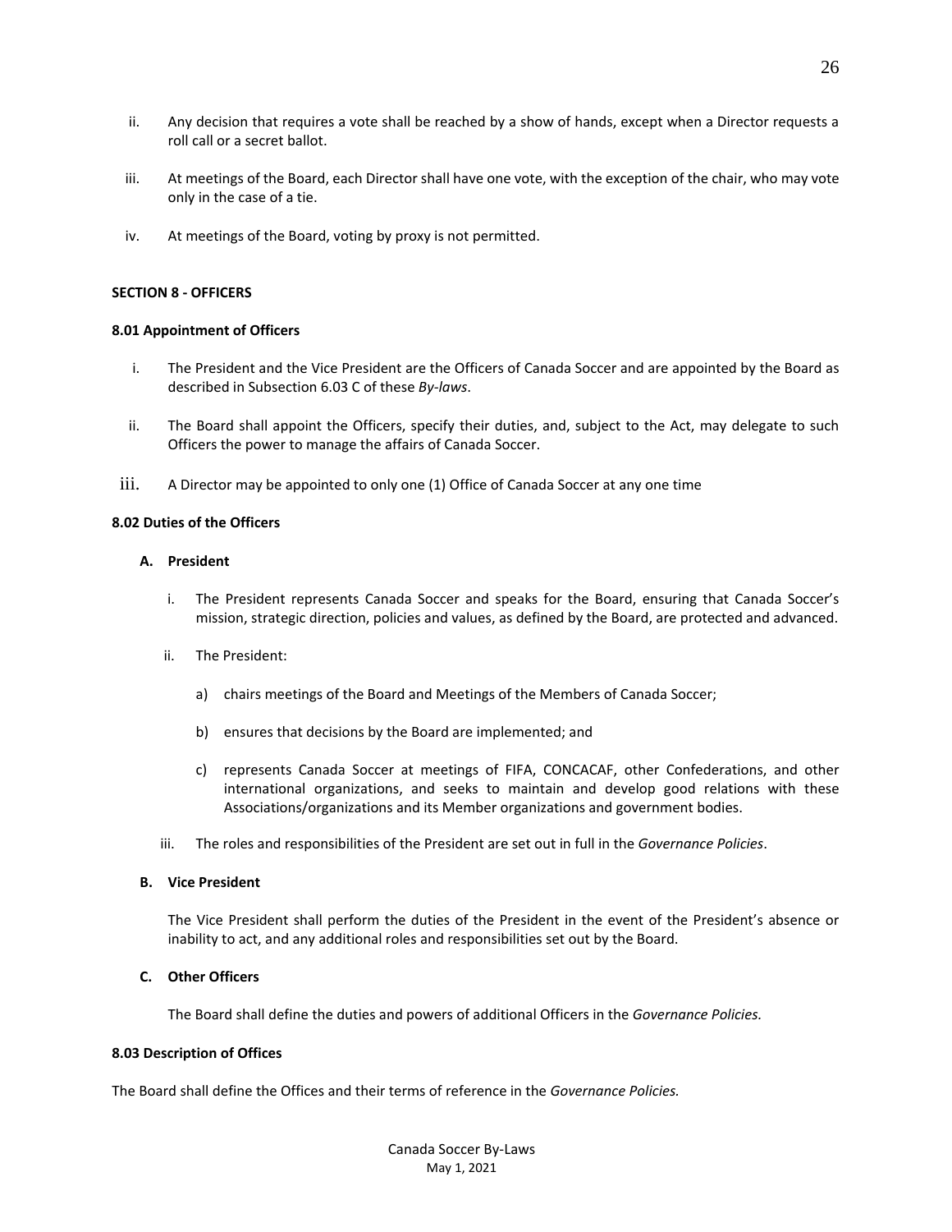ii. Any decision that requires a vote shall be reached by a show of hands, except when a Director requests a roll call or a secret ballot.

iii. At meetings of the Board, each Director shall have one vote, with the exception of the chair, who may vote only in the case of a tie.

iv. At meetings of the Board, voting by proxy is not permitted.

## SECTION 8 - OFFICERS

### 8.01 Appointment of Officers

i. The President and the Vice President are the Officers of Canada Soccer and are appointed by the Board as described in Subsection 6.03 C of these *By-laws*.

ii. The Board shall appoint the Officers, specify their duties, and, subject to the Act, may delegate to such Officers the power to manage the affairs of Canada Soccer.

iii. A Director may be appointed to only one (1) Office of Canada Soccer at any one time

### 8.02 Duties of the Officers

**A. President**

i. The President represents Canada Soccer and speaks for the Board, ensuring that Canada Soccer's mission, strategic direction, policies and values, as defined by the Board, are protected and advanced.

ii. The President:

a) chairs meetings of the Board and Meetings of the Members of Canada Soccer;

b) ensures that decisions by the Board are implemented; and

c) represents Canada Soccer at meetings of FIFA, CONCACAF, other Confederations, and other international organizations, and seeks to maintain and develop good relations with these Associations/organizations and its Member organizations and government bodies.

iii. The roles and responsibilities of the President are set out in full in the *Governance Policies*.

**B. Vice President**

The Vice President shall perform the duties of the President in the event of the President's absence or inability to act, and any additional roles and responsibilities set out by the Board.

**C. Other Officers**

The Board shall define the duties and powers of additional Officers in the *Governance Policies.*

### 8.03 Description of Offices

The Board shall define the Offices and their terms of reference in the *Governance Policies.*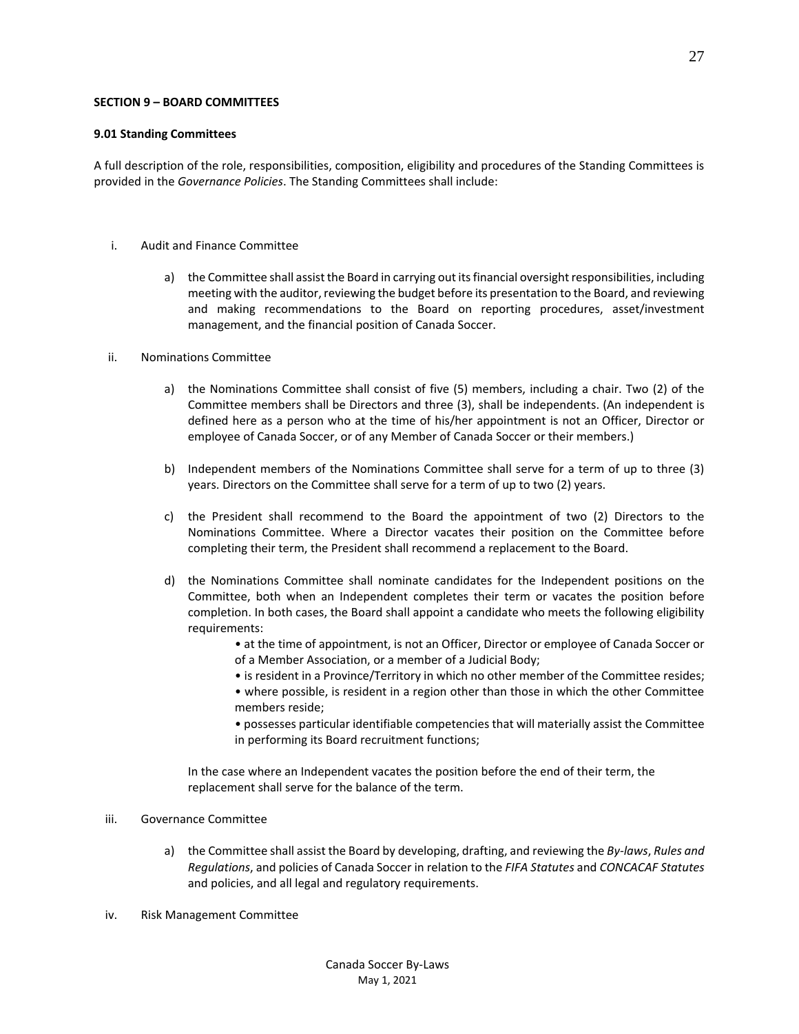**SECTION 9 – BOARD COMMITTEES**

**9.01 Standing Committees**

A full description of the role, responsibilities, composition, eligibility and procedures of the Standing Committees is provided in the *Governance Policies*. The Standing Committees shall include:

i. Audit and Finance Committee

   a) the Committee shall assist the Board in carrying out its financial oversight responsibilities, including meeting with the auditor, reviewing the budget before its presentation to the Board, and reviewing and making recommendations to the Board on reporting procedures, asset/investment management, and the financial position of Canada Soccer.

ii. Nominations Committee

   a) the Nominations Committee shall consist of five (5) members, including a chair. Two (2) of the Committee members shall be Directors and three (3), shall be independents. (An independent is defined here as a person who at the time of his/her appointment is not an Officer, Director or employee of Canada Soccer, or of any Member of Canada Soccer or their members.)

   b) Independent members of the Nominations Committee shall serve for a term of up to three (3) years. Directors on the Committee shall serve for a term of up to two (2) years.

   c) the President shall recommend to the Board the appointment of two (2) Directors to the Nominations Committee. Where a Director vacates their position on the Committee before completing their term, the President shall recommend a replacement to the Board.

   d) the Nominations Committee shall nominate candidates for the Independent positions on the Committee, both when an Independent completes their term or vacates the position before completion. In both cases, the Board shall appoint a candidate who meets the following eligibility requirements:

      • at the time of appointment, is not an Officer, Director or employee of Canada Soccer or of a Member Association, or a member of a Judicial Body;

      • is resident in a Province/Territory in which no other member of the Committee resides;

      • where possible, is resident in a region other than those in which the other Committee members reside;

      • possesses particular identifiable competencies that will materially assist the Committee in performing its Board recruitment functions;

   In the case where an Independent vacates the position before the end of their term, the replacement shall serve for the balance of the term.

iii. Governance Committee

   a) the Committee shall assist the Board by developing, drafting, and reviewing the *By-laws*, *Rules and Regulations*, and policies of Canada Soccer in relation to the *FIFA Statutes* and *CONCACAF Statutes* and policies, and all legal and regulatory requirements.

iv. Risk Management Committee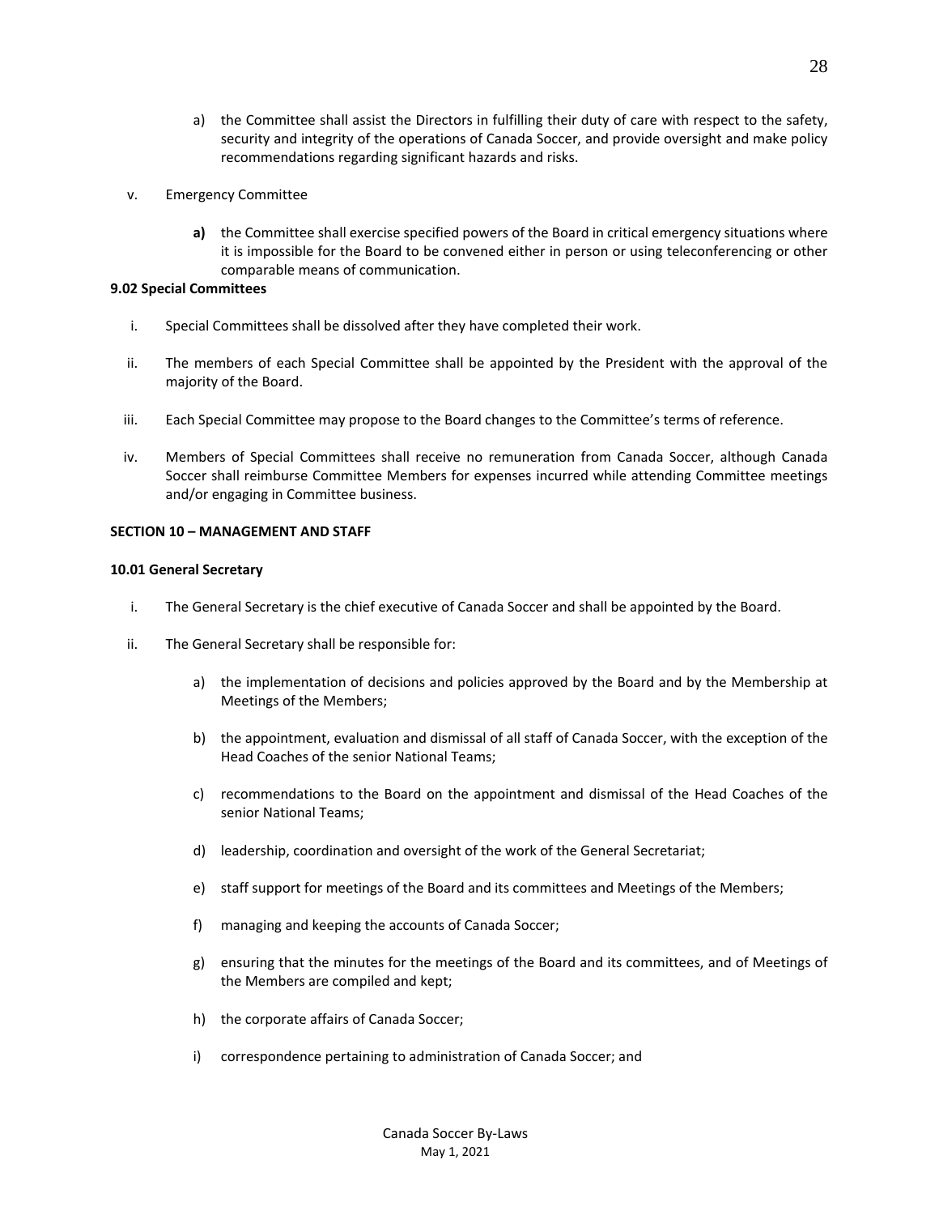a) the Committee shall assist the Directors in fulfilling their duty of care with respect to the safety, security and integrity of the operations of Canada Soccer, and provide oversight and make policy recommendations regarding significant hazards and risks.

v. Emergency Committee

**a)** the Committee shall exercise specified powers of the Board in critical emergency situations where it is impossible for the Board to be convened either in person or using teleconferencing or other comparable means of communication.

**9.02 Special Committees**

i. Special Committees shall be dissolved after they have completed their work.

ii. The members of each Special Committee shall be appointed by the President with the approval of the majority of the Board.

iii. Each Special Committee may propose to the Board changes to the Committee's terms of reference.

iv. Members of Special Committees shall receive no remuneration from Canada Soccer, although Canada Soccer shall reimburse Committee Members for expenses incurred while attending Committee meetings and/or engaging in Committee business.

**SECTION 10 – MANAGEMENT AND STAFF**

**10.01 General Secretary**

i. The General Secretary is the chief executive of Canada Soccer and shall be appointed by the Board.

ii. The General Secretary shall be responsible for:

a) the implementation of decisions and policies approved by the Board and by the Membership at Meetings of the Members;

b) the appointment, evaluation and dismissal of all staff of Canada Soccer, with the exception of the Head Coaches of the senior National Teams;

c) recommendations to the Board on the appointment and dismissal of the Head Coaches of the senior National Teams;

d) leadership, coordination and oversight of the work of the General Secretariat;

e) staff support for meetings of the Board and its committees and Meetings of the Members;

f) managing and keeping the accounts of Canada Soccer;

g) ensuring that the minutes for the meetings of the Board and its committees, and of Meetings of the Members are compiled and kept;

h) the corporate affairs of Canada Soccer;

i) correspondence pertaining to administration of Canada Soccer; and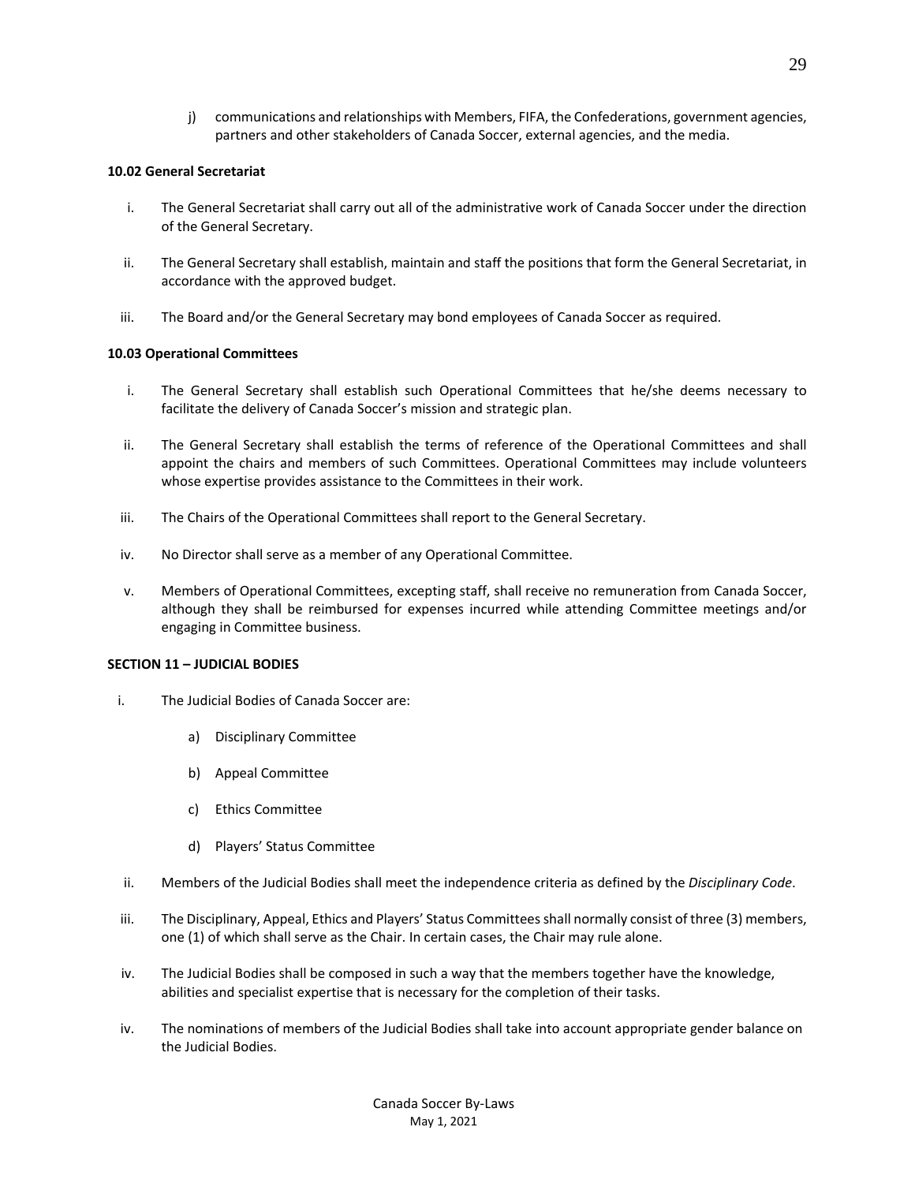j) communications and relationships with Members, FIFA, the Confederations, government agencies, partners and other stakeholders of Canada Soccer, external agencies, and the media.

**10.02 General Secretariat**

i. The General Secretariat shall carry out all of the administrative work of Canada Soccer under the direction of the General Secretary.

ii. The General Secretary shall establish, maintain and staff the positions that form the General Secretariat, in accordance with the approved budget.

iii. The Board and/or the General Secretary may bond employees of Canada Soccer as required.

**10.03 Operational Committees**

i. The General Secretary shall establish such Operational Committees that he/she deems necessary to facilitate the delivery of Canada Soccer's mission and strategic plan.

ii. The General Secretary shall establish the terms of reference of the Operational Committees and shall appoint the chairs and members of such Committees. Operational Committees may include volunteers whose expertise provides assistance to the Committees in their work.

iii. The Chairs of the Operational Committees shall report to the General Secretary.

iv. No Director shall serve as a member of any Operational Committee.

v. Members of Operational Committees, excepting staff, shall receive no remuneration from Canada Soccer, although they shall be reimbursed for expenses incurred while attending Committee meetings and/or engaging in Committee business.

**SECTION 11 – JUDICIAL BODIES**

i. The Judicial Bodies of Canada Soccer are:

   a) Disciplinary Committee

   b) Appeal Committee

   c) Ethics Committee

   d) Players' Status Committee

ii. Members of the Judicial Bodies shall meet the independence criteria as defined by the *Disciplinary Code*.

iii. The Disciplinary, Appeal, Ethics and Players' Status Committees shall normally consist of three (3) members, one (1) of which shall serve as the Chair. In certain cases, the Chair may rule alone.

iv. The Judicial Bodies shall be composed in such a way that the members together have the knowledge, abilities and specialist expertise that is necessary for the completion of their tasks.

iv. The nominations of members of the Judicial Bodies shall take into account appropriate gender balance on the Judicial Bodies.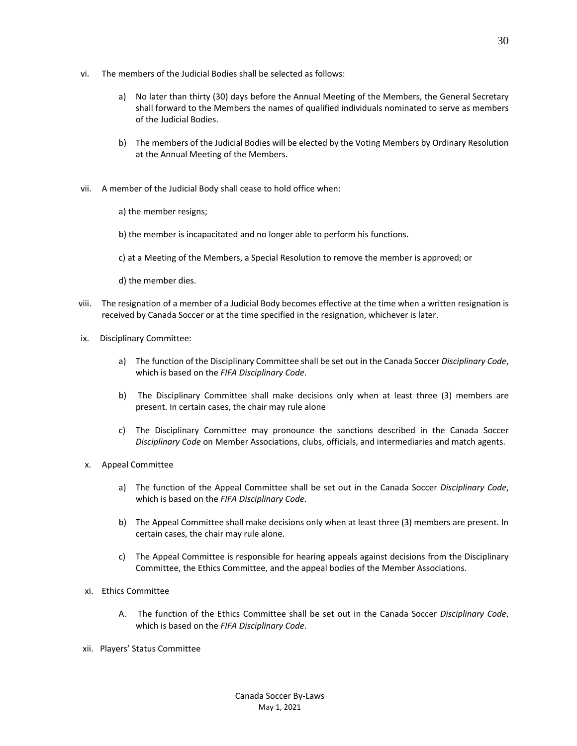vi. The members of the Judicial Bodies shall be selected as follows:

   a) No later than thirty (30) days before the Annual Meeting of the Members, the General Secretary shall forward to the Members the names of qualified individuals nominated to serve as members of the Judicial Bodies.

   b) The members of the Judicial Bodies will be elected by the Voting Members by Ordinary Resolution at the Annual Meeting of the Members.

vii. A member of the Judicial Body shall cease to hold office when:

   a) the member resigns;

   b) the member is incapacitated and no longer able to perform his functions.

   c) at a Meeting of the Members, a Special Resolution to remove the member is approved; or

   d) the member dies.

viii. The resignation of a member of a Judicial Body becomes effective at the time when a written resignation is received by Canada Soccer or at the time specified in the resignation, whichever is later.

ix. Disciplinary Committee:

   a) The function of the Disciplinary Committee shall be set out in the Canada Soccer *Disciplinary Code*, which is based on the *FIFA Disciplinary Code*.

   b) The Disciplinary Committee shall make decisions only when at least three (3) members are present. In certain cases, the chair may rule alone

   c) The Disciplinary Committee may pronounce the sanctions described in the Canada Soccer *Disciplinary Code* on Member Associations, clubs, officials, and intermediaries and match agents.

x. Appeal Committee

   a) The function of the Appeal Committee shall be set out in the Canada Soccer *Disciplinary Code*, which is based on the *FIFA Disciplinary Code*.

   b) The Appeal Committee shall make decisions only when at least three (3) members are present. In certain cases, the chair may rule alone.

   c) The Appeal Committee is responsible for hearing appeals against decisions from the Disciplinary Committee, the Ethics Committee, and the appeal bodies of the Member Associations.

xi. Ethics Committee

   A. The function of the Ethics Committee shall be set out in the Canada Soccer *Disciplinary Code*, which is based on the *FIFA Disciplinary Code*.

xii. Players' Status Committee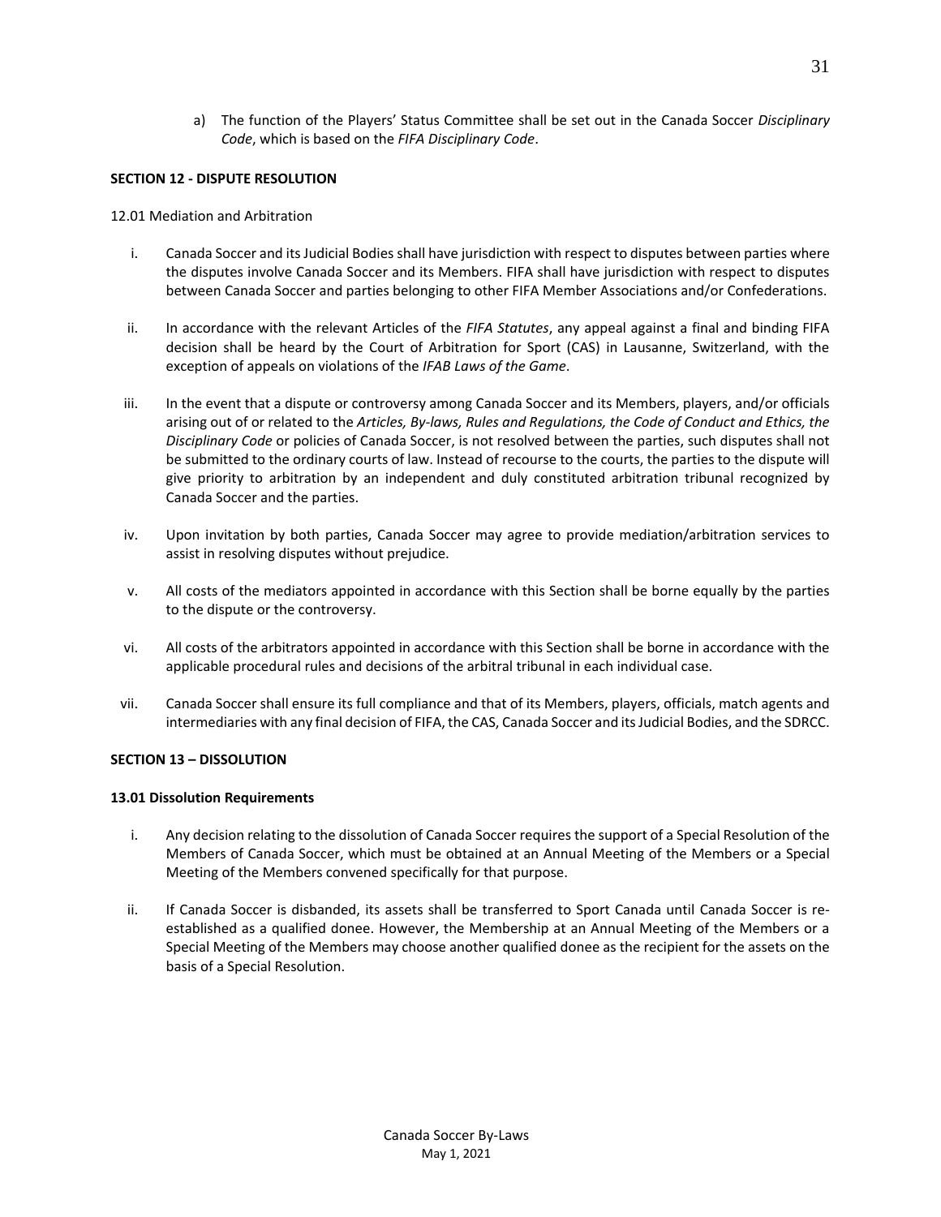a) The function of the Players' Status Committee shall be set out in the Canada Soccer *Disciplinary Code*, which is based on the *FIFA Disciplinary Code*.

**SECTION 12 - DISPUTE RESOLUTION**

12.01 Mediation and Arbitration

i. Canada Soccer and its Judicial Bodies shall have jurisdiction with respect to disputes between parties where the disputes involve Canada Soccer and its Members. FIFA shall have jurisdiction with respect to disputes between Canada Soccer and parties belonging to other FIFA Member Associations and/or Confederations.

ii. In accordance with the relevant Articles of the *FIFA Statutes*, any appeal against a final and binding FIFA decision shall be heard by the Court of Arbitration for Sport (CAS) in Lausanne, Switzerland, with the exception of appeals on violations of the *IFAB Laws of the Game*.

iii. In the event that a dispute or controversy among Canada Soccer and its Members, players, and/or officials arising out of or related to the *Articles, By-laws, Rules and Regulations, the Code of Conduct and Ethics, the Disciplinary Code* or policies of Canada Soccer, is not resolved between the parties, such disputes shall not be submitted to the ordinary courts of law. Instead of recourse to the courts, the parties to the dispute will give priority to arbitration by an independent and duly constituted arbitration tribunal recognized by Canada Soccer and the parties.

iv. Upon invitation by both parties, Canada Soccer may agree to provide mediation/arbitration services to assist in resolving disputes without prejudice.

v. All costs of the mediators appointed in accordance with this Section shall be borne equally by the parties to the dispute or the controversy.

vi. All costs of the arbitrators appointed in accordance with this Section shall be borne in accordance with the applicable procedural rules and decisions of the arbitral tribunal in each individual case.

vii. Canada Soccer shall ensure its full compliance and that of its Members, players, officials, match agents and intermediaries with any final decision of FIFA, the CAS, Canada Soccer and its Judicial Bodies, and the SDRCC.

**SECTION 13 – DISSOLUTION**

**13.01 Dissolution Requirements**

i. Any decision relating to the dissolution of Canada Soccer requires the support of a Special Resolution of the Members of Canada Soccer, which must be obtained at an Annual Meeting of the Members or a Special Meeting of the Members convened specifically for that purpose.

ii. If Canada Soccer is disbanded, its assets shall be transferred to Sport Canada until Canada Soccer is re-established as a qualified donee. However, the Membership at an Annual Meeting of the Members or a Special Meeting of the Members may choose another qualified donee as the recipient for the assets on the basis of a Special Resolution.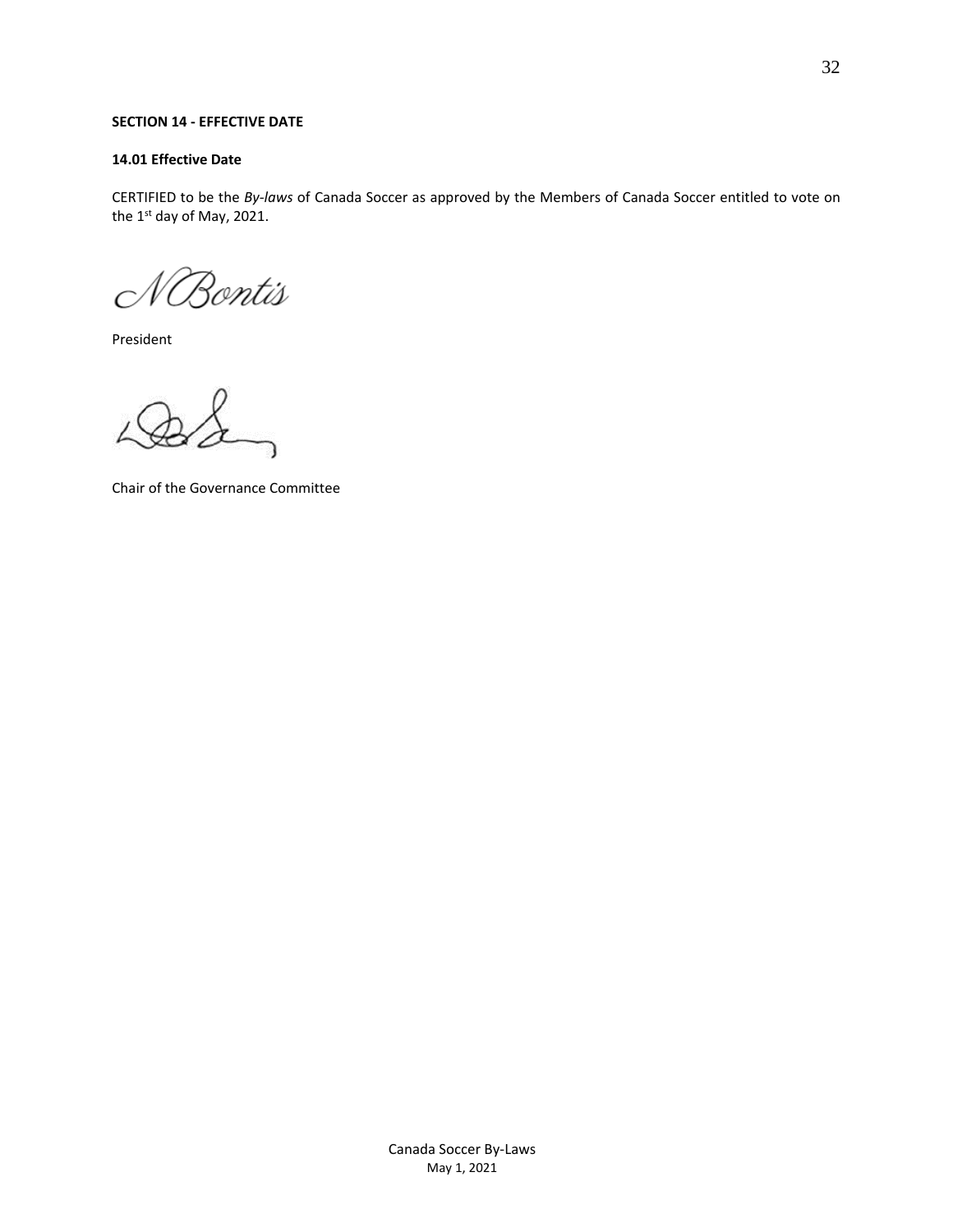**SECTION 14 - EFFECTIVE DATE**

**14.01 Effective Date**

CERTIFIED to be the *By-laws* of Canada Soccer as approved by the Members of Canada Soccer entitled to vote on the 1st day of May, 2021.

N Bontis

President

Chair of the Governance Committee